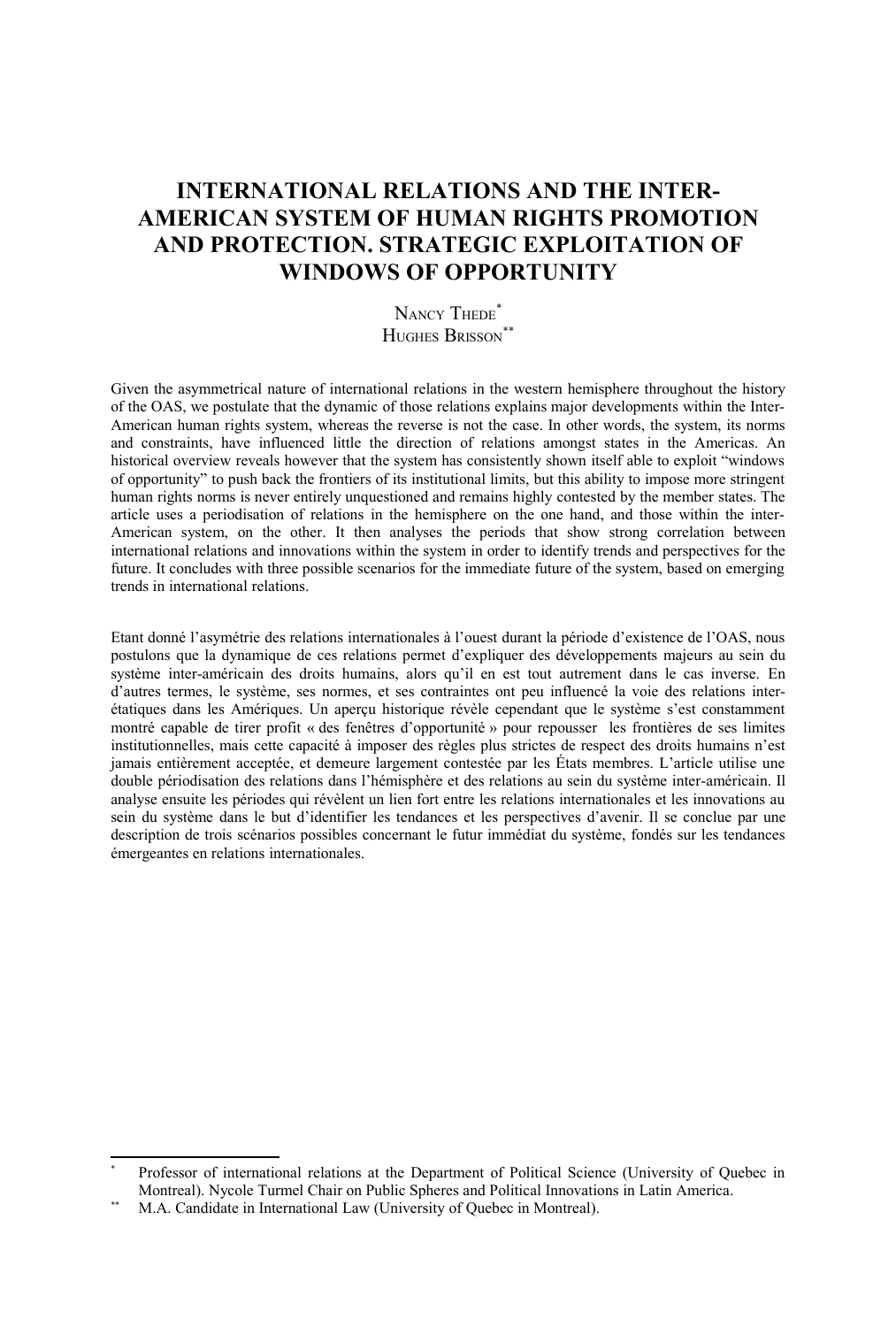# INTERNATIONAL RELATIONS AND THE INTER-AMERICAN SYSTEM OF HUMAN RIGHTS PROMOTION AND PROTECTION. STRATEGIC EXPLOITATION OF WINDOWS OF OPPORTUNITY

NANCY THEDE[*]
HUGHES BRISSON[**]

Given the asymmetrical nature of international relations in the western hemisphere throughout the history of the OAS, we postulate that the dynamic of those relations explains major developments within the Inter-American human rights system, whereas the reverse is not the case. In other words, the system, its norms and constraints, have influenced little the direction of relations amongst states in the Americas. An historical overview reveals however that the system has consistently shown itself able to exploit "windows of opportunity" to push back the frontiers of its institutional limits, but this ability to impose more stringent human rights norms is never entirely unquestioned and remains highly contested by the member states. The article uses a periodisation of relations in the hemisphere on the one hand, and those within the inter-American system, on the other. It then analyses the periods that show strong correlation between international relations and innovations within the system in order to identify trends and perspectives for the future. It concludes with three possible scenarios for the immediate future of the system, based on emerging trends in international relations.

Etant donné l'asymétrie des relations internationales à l'ouest durant la période d'existence de l'OAS, nous postulons que la dynamique de ces relations permet d'expliquer des développements majeurs au sein du système inter-américain des droits humains, alors qu'il en est tout autrement dans le cas inverse. En d'autres termes, le système, ses normes, et ses contraintes ont peu influencé la voie des relations inter-étatiques dans les Amériques. Un aperçu historique révèle cependant que le système s'est constamment montré capable de tirer profit « des fenêtres d'opportunité » pour repousser les frontières de ses limites institutionnelles, mais cette capacité à imposer des règles plus strictes de respect des droits humains n'est jamais entièrement acceptée, et demeure largement contestée par les États membres. L'article utilise une double périodisation des relations dans l'hémisphère et des relations au sein du système inter-américain. Il analyse ensuite les périodes qui révèlent un lien fort entre les relations internationales et les innovations au sein du système dans le but d'identifier les tendances et les perspectives d'avenir. Il se conclue par une description de trois scénarios possibles concernant le futur immédiat du système, fondés sur les tendances émergeantes en relations internationales.

---

[*] Professor of international relations at the Department of Political Science (University of Quebec in Montreal). Nycole Turmel Chair on Public Spheres and Political Innovations in Latin America.

[**] M.A. Candidate in International Law (University of Quebec in Montreal).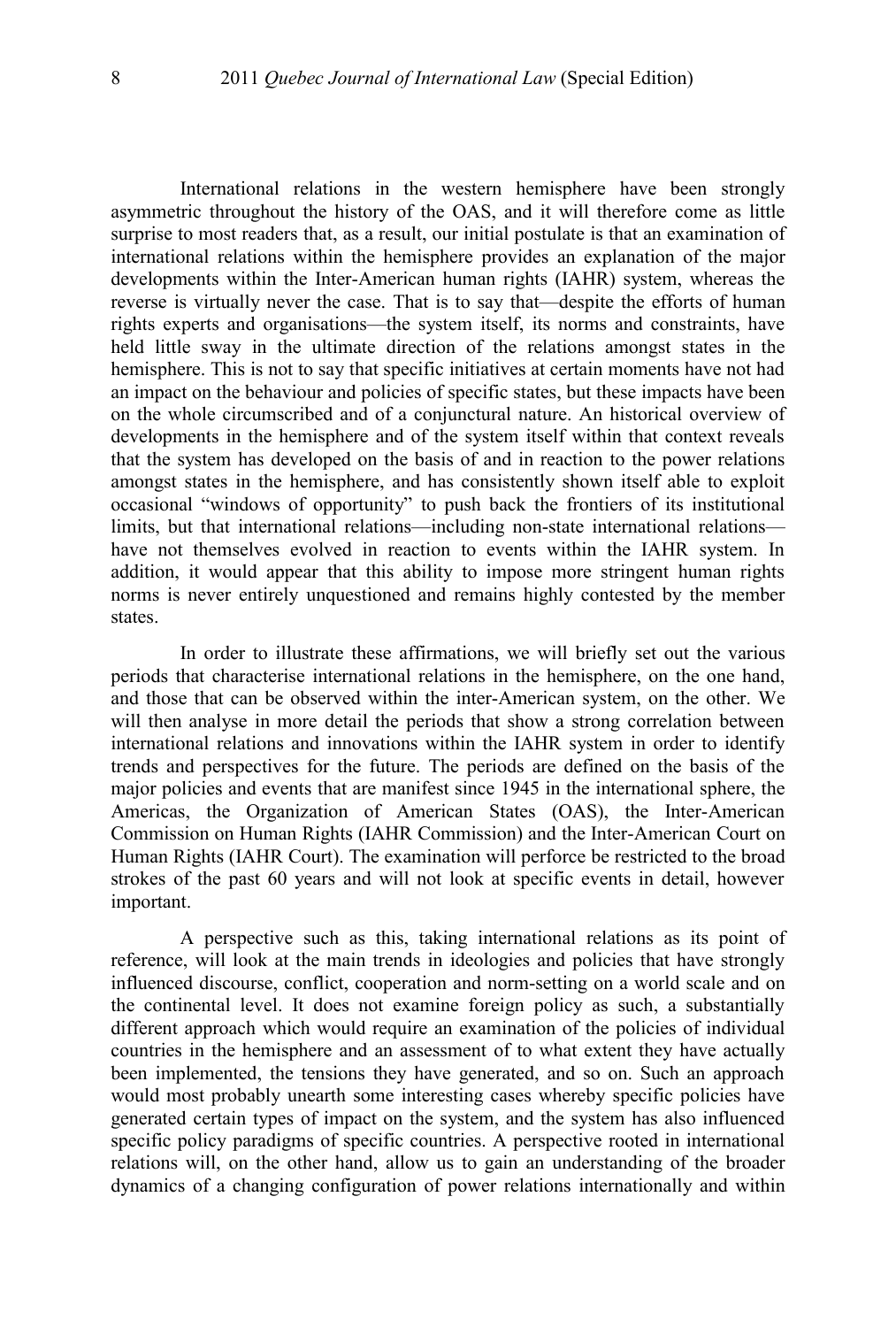International relations in the western hemisphere have been strongly asymmetric throughout the history of the OAS, and it will therefore come as little surprise to most readers that, as a result, our initial postulate is that an examination of international relations within the hemisphere provides an explanation of the major developments within the Inter-American human rights (IAHR) system, whereas the reverse is virtually never the case. That is to say that—despite the efforts of human rights experts and organisations—the system itself, its norms and constraints, have held little sway in the ultimate direction of the relations amongst states in the hemisphere. This is not to say that specific initiatives at certain moments have not had an impact on the behaviour and policies of specific states, but these impacts have been on the whole circumscribed and of a conjunctural nature. An historical overview of developments in the hemisphere and of the system itself within that context reveals that the system has developed on the basis of and in reaction to the power relations amongst states in the hemisphere, and has consistently shown itself able to exploit occasional "windows of opportunity" to push back the frontiers of its institutional limits, but that international relations—including non-state international relations—have not themselves evolved in reaction to events within the IAHR system. In addition, it would appear that this ability to impose more stringent human rights norms is never entirely unquestioned and remains highly contested by the member states.

In order to illustrate these affirmations, we will briefly set out the various periods that characterise international relations in the hemisphere, on the one hand, and those that can be observed within the inter-American system, on the other. We will then analyse in more detail the periods that show a strong correlation between international relations and innovations within the IAHR system in order to identify trends and perspectives for the future. The periods are defined on the basis of the major policies and events that are manifest since 1945 in the international sphere, the Americas, the Organization of American States (OAS), the Inter-American Commission on Human Rights (IAHR Commission) and the Inter-American Court on Human Rights (IAHR Court). The examination will perforce be restricted to the broad strokes of the past 60 years and will not look at specific events in detail, however important.

A perspective such as this, taking international relations as its point of reference, will look at the main trends in ideologies and policies that have strongly influenced discourse, conflict, cooperation and norm-setting on a world scale and on the continental level. It does not examine foreign policy as such, a substantially different approach which would require an examination of the policies of individual countries in the hemisphere and an assessment of to what extent they have actually been implemented, the tensions they have generated, and so on. Such an approach would most probably unearth some interesting cases whereby specific policies have generated certain types of impact on the system, and the system has also influenced specific policy paradigms of specific countries. A perspective rooted in international relations will, on the other hand, allow us to gain an understanding of the broader dynamics of a changing configuration of power relations internationally and within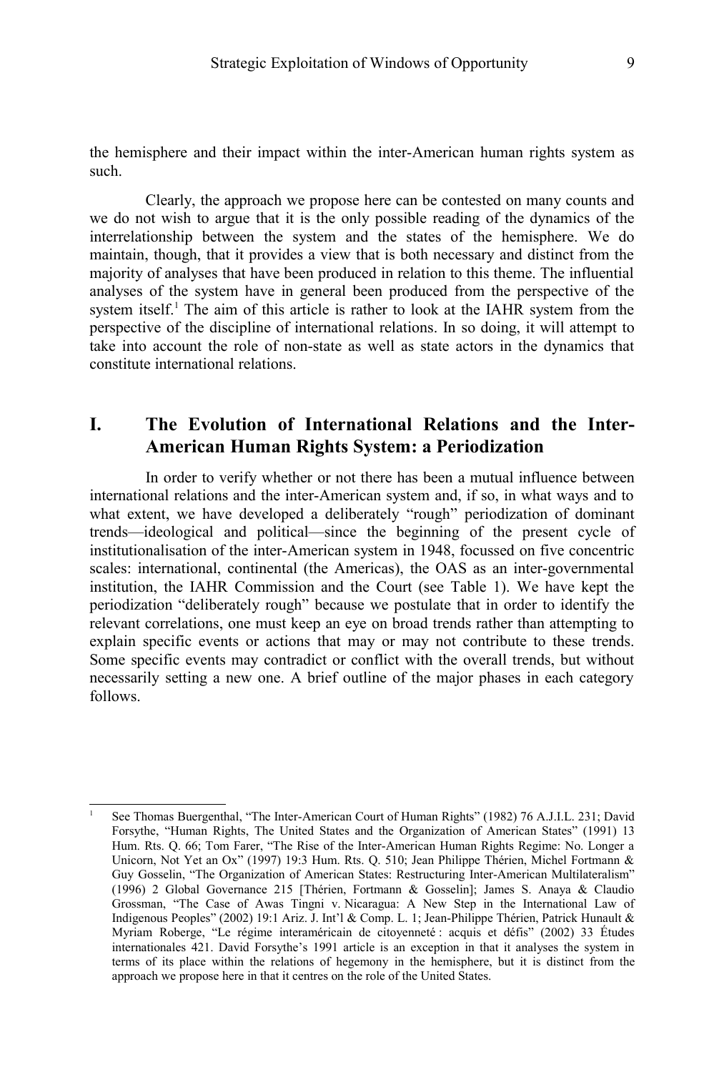the hemisphere and their impact within the inter-American human rights system as such.

Clearly, the approach we propose here can be contested on many counts and we do not wish to argue that it is the only possible reading of the dynamics of the interrelationship between the system and the states of the hemisphere. We do maintain, though, that it provides a view that is both necessary and distinct from the majority of analyses that have been produced in relation to this theme. The influential analyses of the system have in general been produced from the perspective of the system itself.[1] The aim of this article is rather to look at the IAHR system from the perspective of the discipline of international relations. In so doing, it will attempt to take into account the role of non-state as well as state actors in the dynamics that constitute international relations.

## I. The Evolution of International Relations and the Inter-American Human Rights System: a Periodization

In order to verify whether or not there has been a mutual influence between international relations and the inter-American system and, if so, in what ways and to what extent, we have developed a deliberately "rough" periodization of dominant trends—ideological and political—since the beginning of the present cycle of institutionalisation of the inter-American system in 1948, focussed on five concentric scales: international, continental (the Americas), the OAS as an inter-governmental institution, the IAHR Commission and the Court (see Table 1). We have kept the periodization "deliberately rough" because we postulate that in order to identify the relevant correlations, one must keep an eye on broad trends rather than attempting to explain specific events or actions that may or may not contribute to these trends. Some specific events may contradict or conflict with the overall trends, but without necessarily setting a new one. A brief outline of the major phases in each category follows.

---

[1] See Thomas Buergenthal, "The Inter-American Court of Human Rights" (1982) 76 A.J.I.L. 231; David Forsythe, "Human Rights, The United States and the Organization of American States" (1991) 13 Hum. Rts. Q. 66; Tom Farer, "The Rise of the Inter-American Human Rights Regime: No. Longer a Unicorn, Not Yet an Ox" (1997) 19:3 Hum. Rts. Q. 510; Jean Philippe Thérien, Michel Fortmann & Guy Gosselin, "The Organization of American States: Restructuring Inter-American Multilateralism" (1996) 2 Global Governance 215 [Thérien, Fortmann & Gosselin]; James S. Anaya & Claudio Grossman, "The Case of Awas Tingni v. Nicaragua: A New Step in the International Law of Indigenous Peoples" (2002) 19:1 Ariz. J. Int'l & Comp. L. 1; Jean-Philippe Thérien, Patrick Hunault & Myriam Roberge, "Le régime interaméricain de citoyenneté : acquis et défis" (2002) 33 Études internationales 421. David Forsythe's 1991 article is an exception in that it analyses the system in terms of its place within the relations of hegemony in the hemisphere, but it is distinct from the approach we propose here in that it centres on the role of the United States.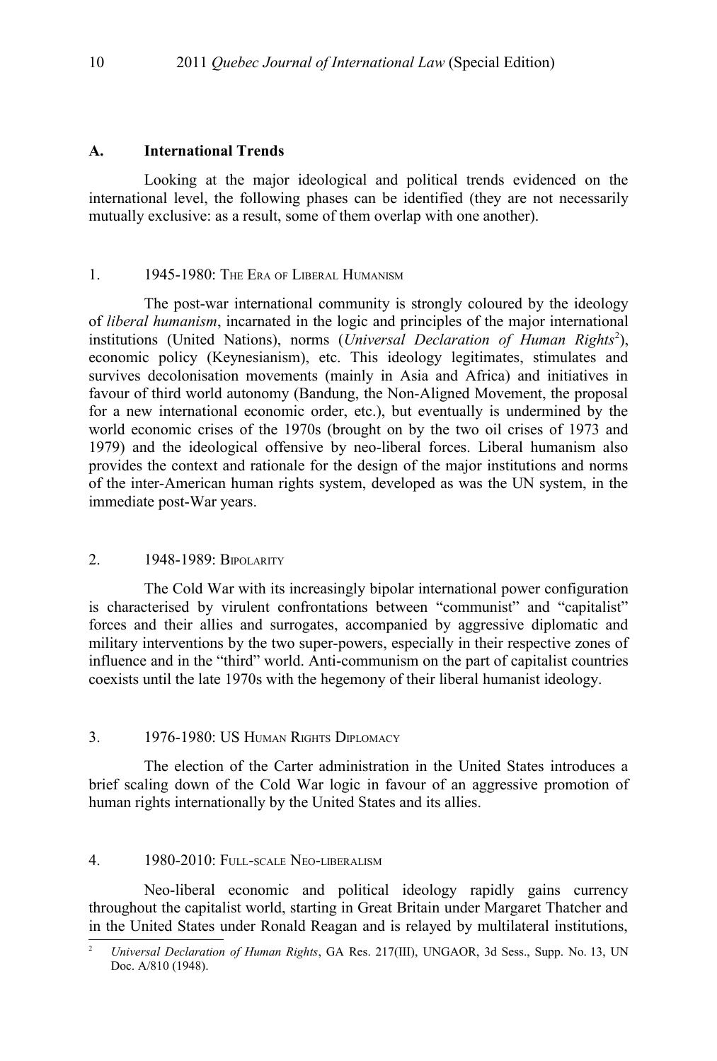## A. International Trends

Looking at the major ideological and political trends evidenced on the international level, the following phases can be identified (they are not necessarily mutually exclusive: as a result, some of them overlap with one another).

### 1. 1945-1980: The Era of Liberal Humanism

The post-war international community is strongly coloured by the ideology of *liberal humanism*, incarnated in the logic and principles of the major international institutions (United Nations), norms (*Universal Declaration of Human Rights*[2]), economic policy (Keynesianism), etc. This ideology legitimates, stimulates and survives decolonisation movements (mainly in Asia and Africa) and initiatives in favour of third world autonomy (Bandung, the Non-Aligned Movement, the proposal for a new international economic order, etc.), but eventually is undermined by the world economic crises of the 1970s (brought on by the two oil crises of 1973 and 1979) and the ideological offensive by neo-liberal forces. Liberal humanism also provides the context and rationale for the design of the major institutions and norms of the inter-American human rights system, developed as was the UN system, in the immediate post-War years.

### 2. 1948-1989: Bipolarity

The Cold War with its increasingly bipolar international power configuration is characterised by virulent confrontations between "communist" and "capitalist" forces and their allies and surrogates, accompanied by aggressive diplomatic and military interventions by the two super-powers, especially in their respective zones of influence and in the "third" world. Anti-communism on the part of capitalist countries coexists until the late 1970s with the hegemony of their liberal humanist ideology.

### 3. 1976-1980: US Human Rights Diplomacy

The election of the Carter administration in the United States introduces a brief scaling down of the Cold War logic in favour of an aggressive promotion of human rights internationally by the United States and its allies.

### 4. 1980-2010: Full-scale Neo-liberalism

Neo-liberal economic and political ideology rapidly gains currency throughout the capitalist world, starting in Great Britain under Margaret Thatcher and in the United States under Ronald Reagan and is relayed by multilateral institutions,

---

[2] *Universal Declaration of Human Rights*, GA Res. 217(III), UNGAOR, 3d Sess., Supp. No. 13, UN Doc. A/810 (1948).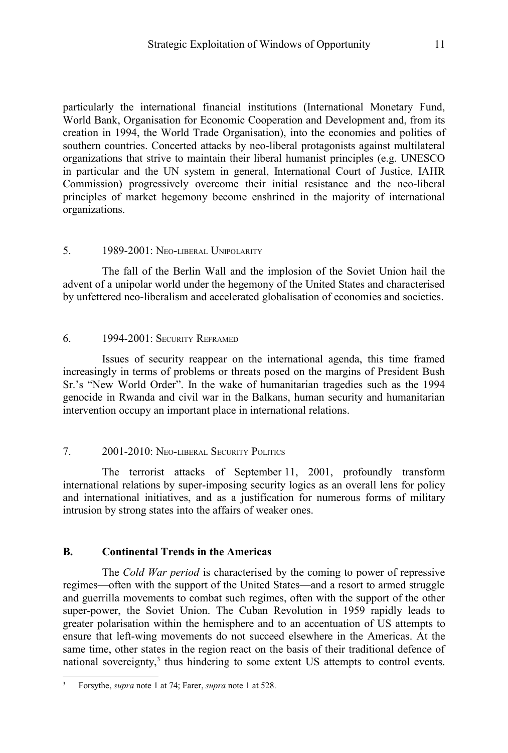particularly the international financial institutions (International Monetary Fund, World Bank, Organisation for Economic Cooperation and Development and, from its creation in 1994, the World Trade Organisation), into the economies and polities of southern countries. Concerted attacks by neo-liberal protagonists against multilateral organizations that strive to maintain their liberal humanist principles (e.g. UNESCO in particular and the UN system in general, International Court of Justice, IAHR Commission) progressively overcome their initial resistance and the neo-liberal principles of market hegemony become enshrined in the majority of international organizations.

### 5. 1989-2001: Neo-liberal Unipolarity

The fall of the Berlin Wall and the implosion of the Soviet Union hail the advent of a unipolar world under the hegemony of the United States and characterised by unfettered neo-liberalism and accelerated globalisation of economies and societies.

### 6. 1994-2001: Security Reframed

Issues of security reappear on the international agenda, this time framed increasingly in terms of problems or threats posed on the margins of President Bush Sr.'s "New World Order". In the wake of humanitarian tragedies such as the 1994 genocide in Rwanda and civil war in the Balkans, human security and humanitarian intervention occupy an important place in international relations.

### 7. 2001-2010: Neo-liberal Security Politics

The terrorist attacks of September 11, 2001, profoundly transform international relations by super-imposing security logics as an overall lens for policy and international initiatives, and as a justification for numerous forms of military intrusion by strong states into the affairs of weaker ones.

## B. Continental Trends in the Americas

The *Cold War period* is characterised by the coming to power of repressive regimes—often with the support of the United States—and a resort to armed struggle and guerrilla movements to combat such regimes, often with the support of the other super-power, the Soviet Union. The Cuban Revolution in 1959 rapidly leads to greater polarisation within the hemisphere and to an accentuation of US attempts to ensure that left-wing movements do not succeed elsewhere in the Americas. At the same time, other states in the region react on the basis of their traditional defence of national sovereignty,[3] thus hindering to some extent US attempts to control events.

[3] Forsythe, *supra* note 1 at 74; Farer, *supra* note 1 at 528.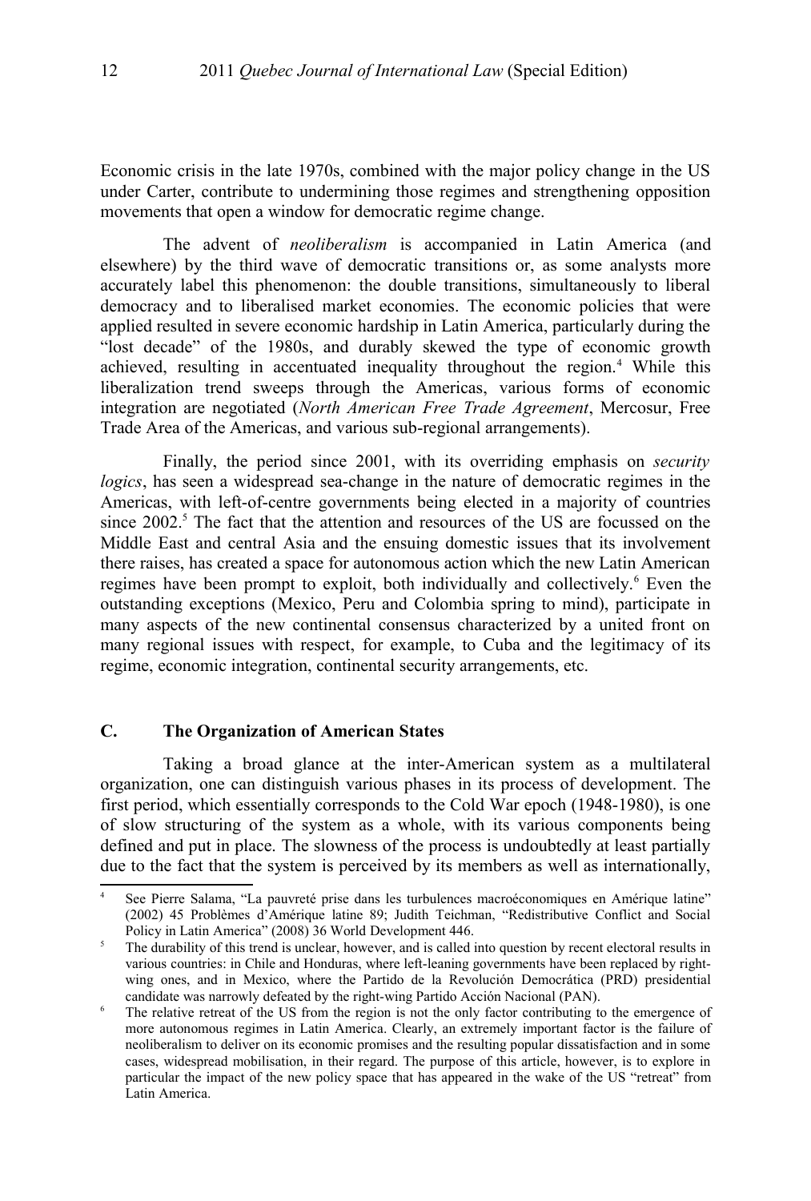Economic crisis in the late 1970s, combined with the major policy change in the US under Carter, contribute to undermining those regimes and strengthening opposition movements that open a window for democratic regime change.

The advent of *neoliberalism* is accompanied in Latin America (and elsewhere) by the third wave of democratic transitions or, as some analysts more accurately label this phenomenon: the double transitions, simultaneously to liberal democracy and to liberalised market economies. The economic policies that were applied resulted in severe economic hardship in Latin America, particularly during the "lost decade" of the 1980s, and durably skewed the type of economic growth achieved, resulting in accentuated inequality throughout the region.[4] While this liberalization trend sweeps through the Americas, various forms of economic integration are negotiated (*North American Free Trade Agreement*, Mercosur, Free Trade Area of the Americas, and various sub-regional arrangements).

Finally, the period since 2001, with its overriding emphasis on *security logics*, has seen a widespread sea-change in the nature of democratic regimes in the Americas, with left-of-centre governments being elected in a majority of countries since 2002.[5] The fact that the attention and resources of the US are focussed on the Middle East and central Asia and the ensuing domestic issues that its involvement there raises, has created a space for autonomous action which the new Latin American regimes have been prompt to exploit, both individually and collectively.[6] Even the outstanding exceptions (Mexico, Peru and Colombia spring to mind), participate in many aspects of the new continental consensus characterized by a united front on many regional issues with respect, for example, to Cuba and the legitimacy of its regime, economic integration, continental security arrangements, etc.

## C. The Organization of American States

Taking a broad glance at the inter-American system as a multilateral organization, one can distinguish various phases in its process of development. The first period, which essentially corresponds to the Cold War epoch (1948-1980), is one of slow structuring of the system as a whole, with its various components being defined and put in place. The slowness of the process is undoubtedly at least partially due to the fact that the system is perceived by its members as well as internationally,

---

[4] See Pierre Salama, "La pauvreté prise dans les turbulences macroéconomiques en Amérique latine" (2002) 45 Problèmes d'Amérique latine 89; Judith Teichman, "Redistributive Conflict and Social Policy in Latin America" (2008) 36 World Development 446.

[5] The durability of this trend is unclear, however, and is called into question by recent electoral results in various countries: in Chile and Honduras, where left-leaning governments have been replaced by right-wing ones, and in Mexico, where the Partido de la Revolución Democrática (PRD) presidential candidate was narrowly defeated by the right-wing Partido Acción Nacional (PAN).

[6] The relative retreat of the US from the region is not the only factor contributing to the emergence of more autonomous regimes in Latin America. Clearly, an extremely important factor is the failure of neoliberalism to deliver on its economic promises and the resulting popular dissatisfaction and in some cases, widespread mobilisation, in their regard. The purpose of this article, however, is to explore in particular the impact of the new policy space that has appeared in the wake of the US "retreat" from Latin America.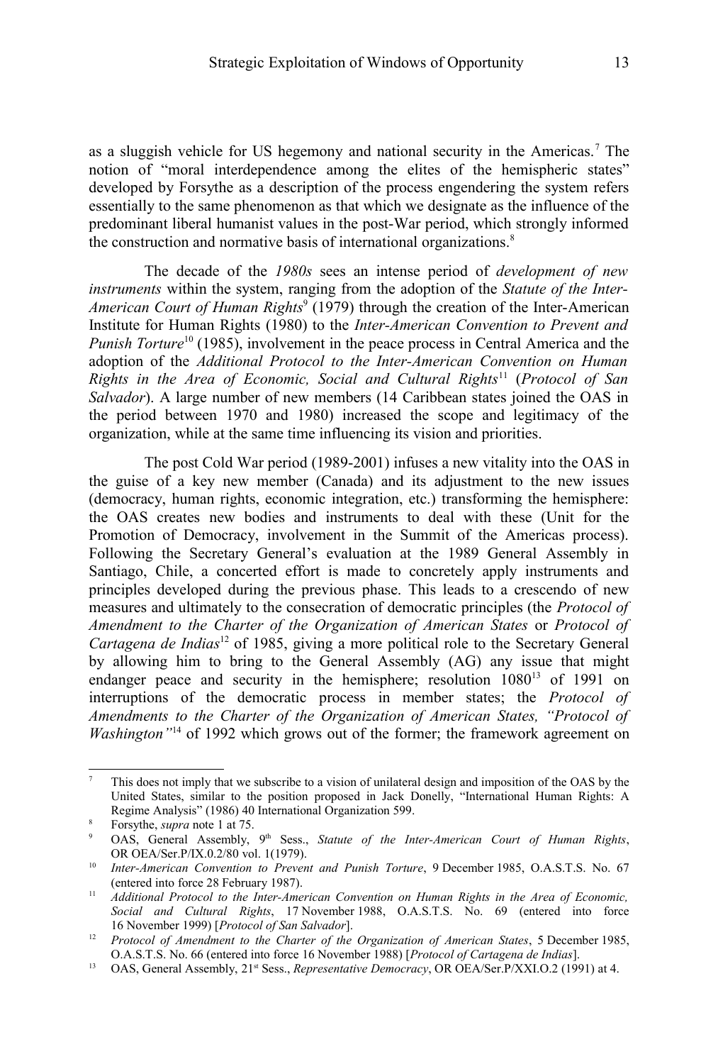as a sluggish vehicle for US hegemony and national security in the Americas.[7] The notion of "moral interdependence among the elites of the hemispheric states" developed by Forsythe as a description of the process engendering the system refers essentially to the same phenomenon as that which we designate as the influence of the predominant liberal humanist values in the post-War period, which strongly informed the construction and normative basis of international organizations.[8]

The decade of the *1980s* sees an intense period of *development of new instruments* within the system, ranging from the adoption of the *Statute of the Inter-American Court of Human Rights*[9] (1979) through the creation of the Inter-American Institute for Human Rights (1980) to the *Inter-American Convention to Prevent and Punish Torture*[10] (1985), involvement in the peace process in Central America and the adoption of the *Additional Protocol to the Inter-American Convention on Human Rights in the Area of Economic, Social and Cultural Rights*[11] (*Protocol of San Salvador*). A large number of new members (14 Caribbean states joined the OAS in the period between 1970 and 1980) increased the scope and legitimacy of the organization, while at the same time influencing its vision and priorities.

The post Cold War period (1989-2001) infuses a new vitality into the OAS in the guise of a key new member (Canada) and its adjustment to the new issues (democracy, human rights, economic integration, etc.) transforming the hemisphere: the OAS creates new bodies and instruments to deal with these (Unit for the Promotion of Democracy, involvement in the Summit of the Americas process). Following the Secretary General's evaluation at the 1989 General Assembly in Santiago, Chile, a concerted effort is made to concretely apply instruments and principles developed during the previous phase. This leads to a crescendo of new measures and ultimately to the consecration of democratic principles (the *Protocol of Amendment to the Charter of the Organization of American States* or *Protocol of Cartagena de Indias*[12] of 1985, giving a more political role to the Secretary General by allowing him to bring to the General Assembly (AG) any issue that might endanger peace and security in the hemisphere; resolution 1080[13] of 1991 on interruptions of the democratic process in member states; the *Protocol of Amendments to the Charter of the Organization of American States, "Protocol of Washington"*[14] of 1992 which grows out of the former; the framework agreement on

---

[7] This does not imply that we subscribe to a vision of unilateral design and imposition of the OAS by the United States, similar to the position proposed in Jack Donelly, "International Human Rights: A Regime Analysis" (1986) 40 International Organization 599.

[8] Forsythe, *supra* note 1 at 75.

[9] OAS, General Assembly, 9th Sess., *Statute of the Inter-American Court of Human Rights*, OR OEA/Ser.P/IX.0.2/80 vol. 1(1979).

[10] *Inter-American Convention to Prevent and Punish Torture*, 9 December 1985, O.A.S.T.S. No. 67 (entered into force 28 February 1987).

[11] *Additional Protocol to the Inter-American Convention on Human Rights in the Area of Economic, Social and Cultural Rights*, 17 November 1988, O.A.S.T.S. No. 69 (entered into force 16 November 1999) [*Protocol of San Salvador*].

[12] *Protocol of Amendment to the Charter of the Organization of American States*, 5 December 1985, O.A.S.T.S. No. 66 (entered into force 16 November 1988) [*Protocol of Cartagena de Indias*].

[13] OAS, General Assembly, 21st Sess., *Representative Democracy*, OR OEA/Ser.P/XXI.O.2 (1991) at 4.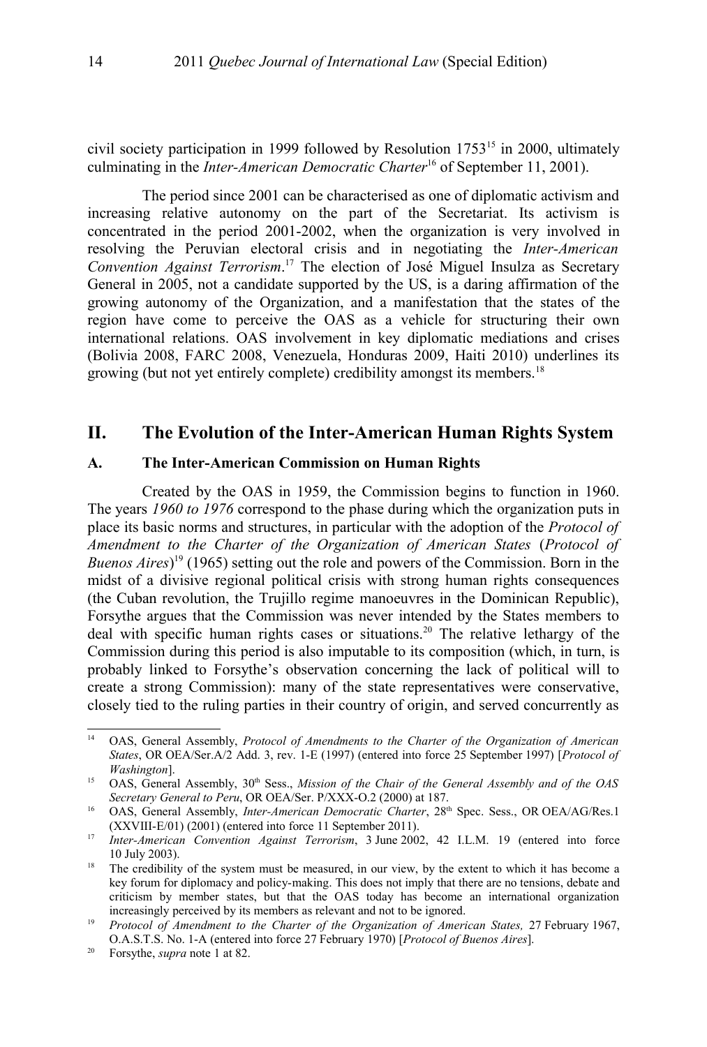civil society participation in 1999 followed by Resolution 1753[15] in 2000, ultimately culminating in the *Inter-American Democratic Charter*[16] of September 11, 2001).

The period since 2001 can be characterised as one of diplomatic activism and increasing relative autonomy on the part of the Secretariat. Its activism is concentrated in the period 2001-2002, when the organization is very involved in resolving the Peruvian electoral crisis and in negotiating the *Inter-American Convention Against Terrorism*.[17] The election of José Miguel Insulza as Secretary General in 2005, not a candidate supported by the US, is a daring affirmation of the growing autonomy of the Organization, and a manifestation that the states of the region have come to perceive the OAS as a vehicle for structuring their own international relations. OAS involvement in key diplomatic mediations and crises (Bolivia 2008, FARC 2008, Venezuela, Honduras 2009, Haiti 2010) underlines its growing (but not yet entirely complete) credibility amongst its members.[18]

## II. The Evolution of the Inter-American Human Rights System

### A. The Inter-American Commission on Human Rights

Created by the OAS in 1959, the Commission begins to function in 1960. The years *1960 to 1976* correspond to the phase during which the organization puts in place its basic norms and structures, in particular with the adoption of the *Protocol of Amendment to the Charter of the Organization of American States* (*Protocol of Buenos Aires*)[19] (1965) setting out the role and powers of the Commission. Born in the midst of a divisive regional political crisis with strong human rights consequences (the Cuban revolution, the Trujillo regime manoeuvres in the Dominican Republic), Forsythe argues that the Commission was never intended by the States members to deal with specific human rights cases or situations.[20] The relative lethargy of the Commission during this period is also imputable to its composition (which, in turn, is probably linked to Forsythe's observation concerning the lack of political will to create a strong Commission): many of the state representatives were conservative, closely tied to the ruling parties in their country of origin, and served concurrently as

---

[14] OAS, General Assembly, *Protocol of Amendments to the Charter of the Organization of American States*, OR OEA/Ser.A/2 Add. 3, rev. 1-E (1997) (entered into force 25 September 1997) [*Protocol of Washington*].

[15] OAS, General Assembly, 30th Sess., *Mission of the Chair of the General Assembly and of the OAS Secretary General to Peru*, OR OEA/Ser. P/XXX-O.2 (2000) at 187.

[16] OAS, General Assembly, *Inter-American Democratic Charter*, 28th Spec. Sess., OR OEA/AG/Res.1 (XXVIII-E/01) (2001) (entered into force 11 September 2011).

[17] *Inter-American Convention Against Terrorism*, 3 June 2002, 42 I.L.M. 19 (entered into force 10 July 2003).

[18] The credibility of the system must be measured, in our view, by the extent to which it has become a key forum for diplomacy and policy-making. This does not imply that there are no tensions, debate and criticism by member states, but that the OAS today has become an international organization increasingly perceived by its members as relevant and not to be ignored.

[19] *Protocol of Amendment to the Charter of the Organization of American States,* 27 February 1967, O.A.S.T.S. No. 1-A (entered into force 27 February 1970) [*Protocol of Buenos Aires*].

[20] Forsythe, *supra* note 1 at 82.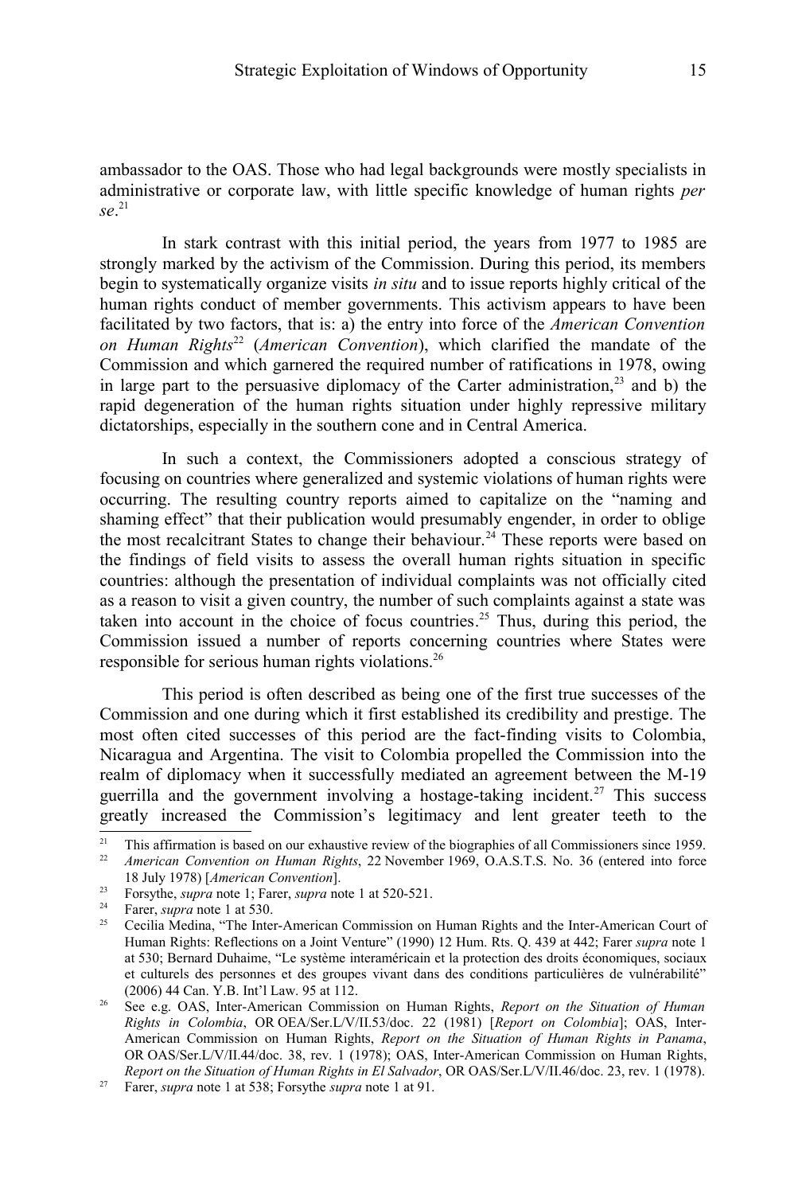ambassador to the OAS. Those who had legal backgrounds were mostly specialists in administrative or corporate law, with little specific knowledge of human rights *per se*.[21]

In stark contrast with this initial period, the years from 1977 to 1985 are strongly marked by the activism of the Commission. During this period, its members begin to systematically organize visits *in situ* and to issue reports highly critical of the human rights conduct of member governments. This activism appears to have been facilitated by two factors, that is: a) the entry into force of the *American Convention on Human Rights*[22] (*American Convention*), which clarified the mandate of the Commission and which garnered the required number of ratifications in 1978, owing in large part to the persuasive diplomacy of the Carter administration,[23] and b) the rapid degeneration of the human rights situation under highly repressive military dictatorships, especially in the southern cone and in Central America.

In such a context, the Commissioners adopted a conscious strategy of focusing on countries where generalized and systemic violations of human rights were occurring. The resulting country reports aimed to capitalize on the "naming and shaming effect" that their publication would presumably engender, in order to oblige the most recalcitrant States to change their behaviour.[24] These reports were based on the findings of field visits to assess the overall human rights situation in specific countries: although the presentation of individual complaints was not officially cited as a reason to visit a given country, the number of such complaints against a state was taken into account in the choice of focus countries.[25] Thus, during this period, the Commission issued a number of reports concerning countries where States were responsible for serious human rights violations.[26]

This period is often described as being one of the first true successes of the Commission and one during which it first established its credibility and prestige. The most often cited successes of this period are the fact-finding visits to Colombia, Nicaragua and Argentina. The visit to Colombia propelled the Commission into the realm of diplomacy when it successfully mediated an agreement between the M-19 guerrilla and the government involving a hostage-taking incident.[27] This success greatly increased the Commission's legitimacy and lent greater teeth to the

---

[21] This affirmation is based on our exhaustive review of the biographies of all Commissioners since 1959.

[22] *American Convention on Human Rights*, 22 November 1969, O.A.S.T.S. No. 36 (entered into force 18 July 1978) [*American Convention*].

[23] Forsythe, *supra* note 1; Farer, *supra* note 1 at 520-521.

[24] Farer, *supra* note 1 at 530.

[25] Cecilia Medina, "The Inter-American Commission on Human Rights and the Inter-American Court of Human Rights: Reflections on a Joint Venture" (1990) 12 Hum. Rts. Q. 439 at 442; Farer *supra* note 1 at 530; Bernard Duhaime, "Le système interaméricain et la protection des droits économiques, sociaux et culturels des personnes et des groupes vivant dans des conditions particulières de vulnérabilité" (2006) 44 Can. Y.B. Int'l Law. 95 at 112.

[26] See e.g. OAS, Inter-American Commission on Human Rights, *Report on the Situation of Human Rights in Colombia*, OR OEA/Ser.L/V/II.53/doc. 22 (1981) [*Report on Colombia*]; OAS, Inter-American Commission on Human Rights, *Report on the Situation of Human Rights in Panama*, OR OAS/Ser.L/V/II.44/doc. 38, rev. 1 (1978); OAS, Inter-American Commission on Human Rights, *Report on the Situation of Human Rights in El Salvador*, OR OAS/Ser.L/V/II.46/doc. 23, rev. 1 (1978).

[27] Farer, *supra* note 1 at 538; Forsythe *supra* note 1 at 91.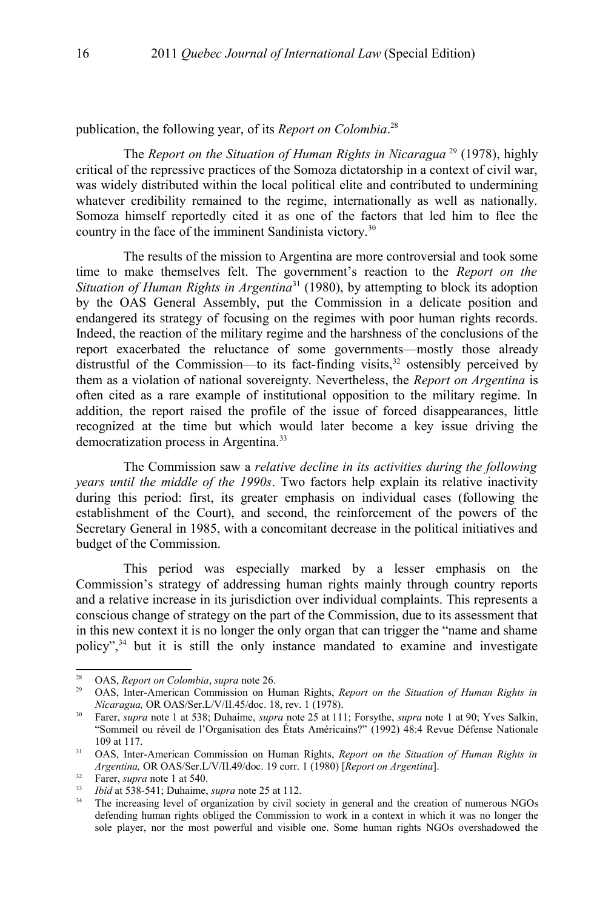publication, the following year, of its *Report on Colombia*.[28]

The *Report on the Situation of Human Rights in Nicaragua* [29] (1978), highly critical of the repressive practices of the Somoza dictatorship in a context of civil war, was widely distributed within the local political elite and contributed to undermining whatever credibility remained to the regime, internationally as well as nationally. Somoza himself reportedly cited it as one of the factors that led him to flee the country in the face of the imminent Sandinista victory.[30]

The results of the mission to Argentina are more controversial and took some time to make themselves felt. The government's reaction to the *Report on the Situation of Human Rights in Argentina*[31] (1980), by attempting to block its adoption by the OAS General Assembly, put the Commission in a delicate position and endangered its strategy of focusing on the regimes with poor human rights records. Indeed, the reaction of the military regime and the harshness of the conclusions of the report exacerbated the reluctance of some governments—mostly those already distrustful of the Commission—to its fact-finding visits,[32] ostensibly perceived by them as a violation of national sovereignty. Nevertheless, the *Report on Argentina* is often cited as a rare example of institutional opposition to the military regime. In addition, the report raised the profile of the issue of forced disappearances, little recognized at the time but which would later become a key issue driving the democratization process in Argentina.[33]

The Commission saw a *relative decline in its activities during the following years until the middle of the 1990s*. Two factors help explain its relative inactivity during this period: first, its greater emphasis on individual cases (following the establishment of the Court), and second, the reinforcement of the powers of the Secretary General in 1985, with a concomitant decrease in the political initiatives and budget of the Commission.

This period was especially marked by a lesser emphasis on the Commission's strategy of addressing human rights mainly through country reports and a relative increase in its jurisdiction over individual complaints. This represents a conscious change of strategy on the part of the Commission, due to its assessment that in this new context it is no longer the only organ that can trigger the "name and shame policy",[34] but it is still the only instance mandated to examine and investigate

---

[28] OAS, *Report on Colombia*, *supra* note 26.

[29] OAS, Inter-American Commission on Human Rights, *Report on the Situation of Human Rights in Nicaragua,* OR OAS/Ser.L/V/II.45/doc. 18, rev. 1 (1978).

[30] Farer, *supra* note 1 at 538; Duhaime, *supra* note 25 at 111; Forsythe, *supra* note 1 at 90; Yves Salkin, "Sommeil ou réveil de l'Organisation des États Américains?" (1992) 48:4 Revue Défense Nationale 109 at 117.

[31] OAS, Inter-American Commission on Human Rights, *Report on the Situation of Human Rights in Argentina,* OR OAS/Ser.L/V/II.49/doc. 19 corr. 1 (1980) [*Report on Argentina*].

[32] Farer, *supra* note 1 at 540.

[33] *Ibid* at 538-541; Duhaime, *supra* note 25 at 112.

[34] The increasing level of organization by civil society in general and the creation of numerous NGOs defending human rights obliged the Commission to work in a context in which it was no longer the sole player, nor the most powerful and visible one. Some human rights NGOs overshadowed the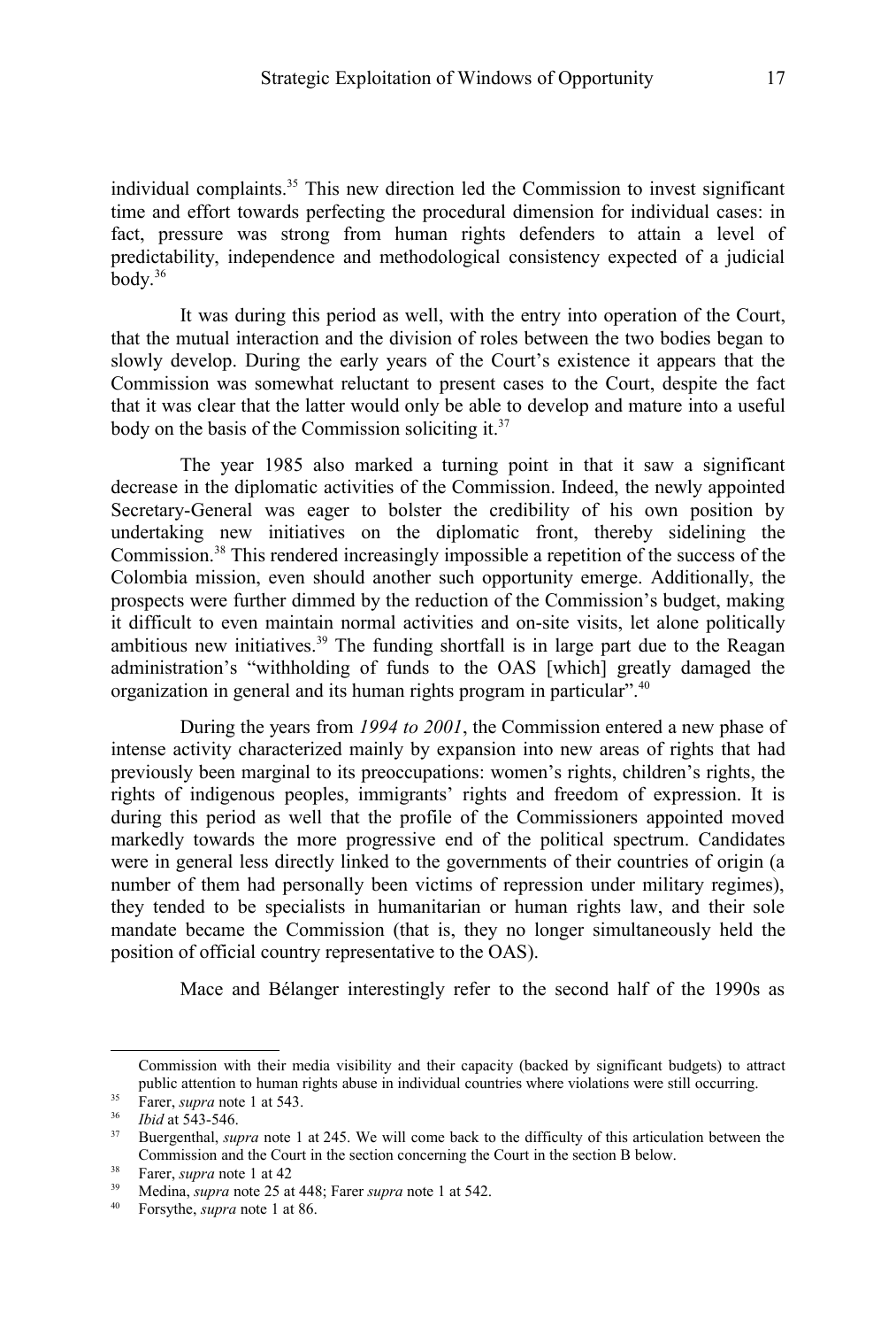individual complaints.[35] This new direction led the Commission to invest significant time and effort towards perfecting the procedural dimension for individual cases: in fact, pressure was strong from human rights defenders to attain a level of predictability, independence and methodological consistency expected of a judicial body.[36]

It was during this period as well, with the entry into operation of the Court, that the mutual interaction and the division of roles between the two bodies began to slowly develop. During the early years of the Court's existence it appears that the Commission was somewhat reluctant to present cases to the Court, despite the fact that it was clear that the latter would only be able to develop and mature into a useful body on the basis of the Commission soliciting it.[37]

The year 1985 also marked a turning point in that it saw a significant decrease in the diplomatic activities of the Commission. Indeed, the newly appointed Secretary-General was eager to bolster the credibility of his own position by undertaking new initiatives on the diplomatic front, thereby sidelining the Commission.[38] This rendered increasingly impossible a repetition of the success of the Colombia mission, even should another such opportunity emerge. Additionally, the prospects were further dimmed by the reduction of the Commission's budget, making it difficult to even maintain normal activities and on-site visits, let alone politically ambitious new initiatives.[39] The funding shortfall is in large part due to the Reagan administration's "withholding of funds to the OAS [which] greatly damaged the organization in general and its human rights program in particular".[40]

During the years from *1994 to 2001*, the Commission entered a new phase of intense activity characterized mainly by expansion into new areas of rights that had previously been marginal to its preoccupations: women's rights, children's rights, the rights of indigenous peoples, immigrants' rights and freedom of expression. It is during this period as well that the profile of the Commissioners appointed moved markedly towards the more progressive end of the political spectrum. Candidates were in general less directly linked to the governments of their countries of origin (a number of them had personally been victims of repression under military regimes), they tended to be specialists in humanitarian or human rights law, and their sole mandate became the Commission (that is, they no longer simultaneously held the position of official country representative to the OAS).

Mace and Bélanger interestingly refer to the second half of the 1990s as

---

Commission with their media visibility and their capacity (backed by significant budgets) to attract public attention to human rights abuse in individual countries where violations were still occurring.

[35] Farer, *supra* note 1 at 543.

[36] *Ibid* at 543-546.

[37] Buergenthal, *supra* note 1 at 245. We will come back to the difficulty of this articulation between the Commission and the Court in the section concerning the Court in the section B below.

[38] Farer, *supra* note 1 at 42

[39] Medina, *supra* note 25 at 448; Farer *supra* note 1 at 542.

[40] Forsythe, *supra* note 1 at 86.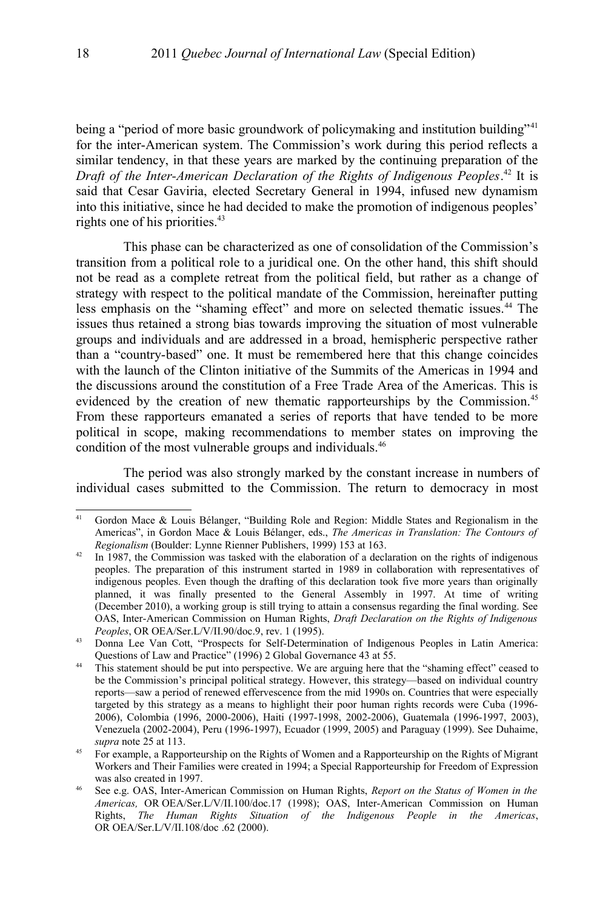being a "period of more basic groundwork of policymaking and institution building"[41] for the inter-American system. The Commission's work during this period reflects a similar tendency, in that these years are marked by the continuing preparation of the *Draft of the Inter-American Declaration of the Rights of Indigenous Peoples*.[42] It is said that Cesar Gaviria, elected Secretary General in 1994, infused new dynamism into this initiative, since he had decided to make the promotion of indigenous peoples' rights one of his priorities.[43]

This phase can be characterized as one of consolidation of the Commission's transition from a political role to a juridical one. On the other hand, this shift should not be read as a complete retreat from the political field, but rather as a change of strategy with respect to the political mandate of the Commission, hereinafter putting less emphasis on the "shaming effect" and more on selected thematic issues.[44] The issues thus retained a strong bias towards improving the situation of most vulnerable groups and individuals and are addressed in a broad, hemispheric perspective rather than a "country-based" one. It must be remembered here that this change coincides with the launch of the Clinton initiative of the Summits of the Americas in 1994 and the discussions around the constitution of a Free Trade Area of the Americas. This is evidenced by the creation of new thematic rapporteurships by the Commission.[45] From these rapporteurs emanated a series of reports that have tended to be more political in scope, making recommendations to member states on improving the condition of the most vulnerable groups and individuals.[46]

The period was also strongly marked by the constant increase in numbers of individual cases submitted to the Commission. The return to democracy in most

---

41. Gordon Mace & Louis Bélanger, "Building Role and Region: Middle States and Regionalism in the Americas", in Gordon Mace & Louis Bélanger, eds., *The Americas in Translation: The Contours of Regionalism* (Boulder: Lynne Rienner Publishers, 1999) 153 at 163.

42. In 1987, the Commission was tasked with the elaboration of a declaration on the rights of indigenous peoples. The preparation of this instrument started in 1989 in collaboration with representatives of indigenous peoples. Even though the drafting of this declaration took five more years than originally planned, it was finally presented to the General Assembly in 1997. At time of writing (December 2010), a working group is still trying to attain a consensus regarding the final wording. See OAS, Inter-American Commission on Human Rights, *Draft Declaration on the Rights of Indigenous Peoples*, OR OEA/Ser.L/V/II.90/doc.9, rev. 1 (1995).

43. Donna Lee Van Cott, "Prospects for Self-Determination of Indigenous Peoples in Latin America: Questions of Law and Practice" (1996) 2 Global Governance 43 at 55.

44. This statement should be put into perspective. We are arguing here that the "shaming effect" ceased to be the Commission's principal political strategy. However, this strategy—based on individual country reports—saw a period of renewed effervescence from the mid 1990s on. Countries that were especially targeted by this strategy as a means to highlight their poor human rights records were Cuba (1996-2006), Colombia (1996, 2000-2006), Haiti (1997-1998, 2002-2006), Guatemala (1996-1997, 2003), Venezuela (2002-2004), Peru (1996-1997), Ecuador (1999, 2005) and Paraguay (1999). See Duhaime, *supra* note 25 at 113.

45. For example, a Rapporteurship on the Rights of Women and a Rapporteurship on the Rights of Migrant Workers and Their Families were created in 1994; a Special Rapporteurship for Freedom of Expression was also created in 1997.

46. See e.g. OAS, Inter-American Commission on Human Rights, *Report on the Status of Women in the Americas,* OR OEA/Ser.L/V/II.100/doc.17 (1998); OAS, Inter-American Commission on Human Rights, *The Human Rights Situation of the Indigenous People in the Americas*, OR OEA/Ser.L/V/II.108/doc .62 (2000).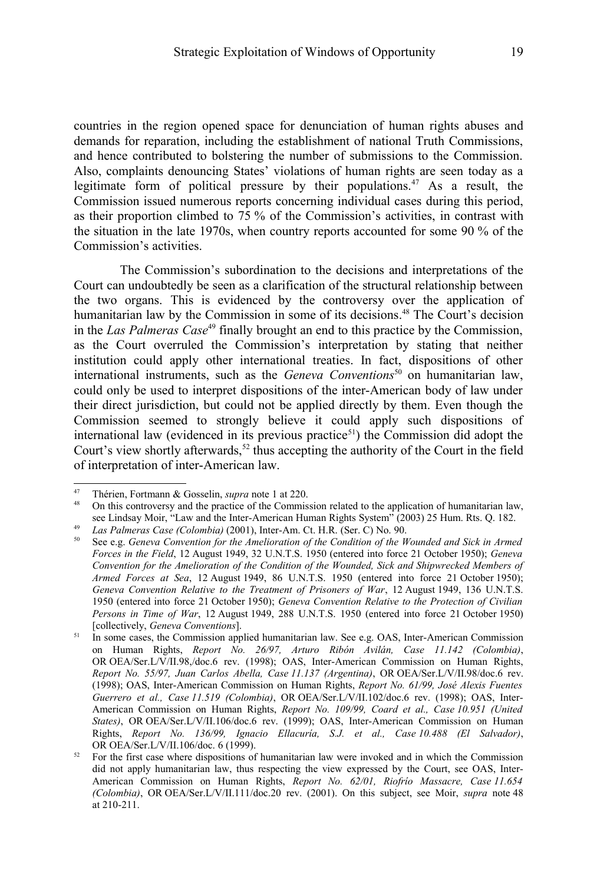countries in the region opened space for denunciation of human rights abuses and demands for reparation, including the establishment of national Truth Commissions, and hence contributed to bolstering the number of submissions to the Commission. Also, complaints denouncing States' violations of human rights are seen today as a legitimate form of political pressure by their populations.[47] As a result, the Commission issued numerous reports concerning individual cases during this period, as their proportion climbed to 75 % of the Commission's activities, in contrast with the situation in the late 1970s, when country reports accounted for some 90 % of the Commission's activities.

The Commission's subordination to the decisions and interpretations of the Court can undoubtedly be seen as a clarification of the structural relationship between the two organs. This is evidenced by the controversy over the application of humanitarian law by the Commission in some of its decisions.[48] The Court's decision in the *Las Palmeras Case*[49] finally brought an end to this practice by the Commission, as the Court overruled the Commission's interpretation by stating that neither institution could apply other international treaties. In fact, dispositions of other international instruments, such as the *Geneva Conventions*[50] on humanitarian law, could only be used to interpret dispositions of the inter-American body of law under their direct jurisdiction, but could not be applied directly by them. Even though the Commission seemed to strongly believe it could apply such dispositions of international law (evidenced in its previous practice[51]) the Commission did adopt the Court's view shortly afterwards,[52] thus accepting the authority of the Court in the field of interpretation of inter-American law.

---

[47] Thérien, Fortmann & Gosselin, *supra* note 1 at 220.

[48] On this controversy and the practice of the Commission related to the application of humanitarian law, see Lindsay Moir, "Law and the Inter-American Human Rights System" (2003) 25 Hum. Rts. Q. 182.

[49] *Las Palmeras Case (Colombia)* (2001), Inter-Am. Ct. H.R. (Ser. C) No. 90.

[50] See e.g. *Geneva Convention for the Amelioration of the Condition of the Wounded and Sick in Armed Forces in the Field*, 12 August 1949, 32 U.N.T.S. 1950 (entered into force 21 October 1950); *Geneva Convention for the Amelioration of the Condition of the Wounded, Sick and Shipwrecked Members of Armed Forces at Sea*, 12 August 1949, 86 U.N.T.S. 1950 (entered into force 21 October 1950); *Geneva Convention Relative to the Treatment of Prisoners of War*, 12 August 1949, 136 U.N.T.S. 1950 (entered into force 21 October 1950); *Geneva Convention Relative to the Protection of Civilian Persons in Time of War*, 12 August 1949, 288 U.N.T.S. 1950 (entered into force 21 October 1950) [collectively, *Geneva Conventions*].

[51] In some cases, the Commission applied humanitarian law. See e.g. OAS, Inter-American Commission on Human Rights, *Report No. 26/97, Arturo Ribón Avilán, Case 11.142 (Colombia)*, OR OEA/Ser.L/V/II.98,/doc.6 rev. (1998); OAS, Inter-American Commission on Human Rights, *Report No. 55/97, Juan Carlos Abella, Case 11.137 (Argentina)*, OR OEA/Ser.L/V/II.98/doc.6 rev. (1998); OAS, Inter-American Commission on Human Rights, *Report No. 61/99, José Alexis Fuentes Guerrero et al., Case 11.519 (Colombia)*, OR OEA/Ser.L/V/II.102/doc.6 rev. (1998); OAS, Inter-American Commission on Human Rights, *Report No. 109/99, Coard et al., Case 10.951 (United States)*, OR OEA/Ser.L/V/II.106/doc.6 rev. (1999); OAS, Inter-American Commission on Human Rights, *Report No. 136/99, Ignacio Ellacuría, S.J. et al., Case 10.488 (El Salvador)*, OR OEA/Ser.L/V/II.106/doc. 6 (1999).

[52] For the first case where dispositions of humanitarian law were invoked and in which the Commission did not apply humanitarian law, thus respecting the view expressed by the Court, see OAS, Inter-American Commission on Human Rights, *Report No. 62/01, Riofrío Massacre, Case 11.654 (Colombia)*, OR OEA/Ser.L/V/II.111/doc.20 rev. (2001). On this subject, see Moir, *supra* note 48 at 210-211.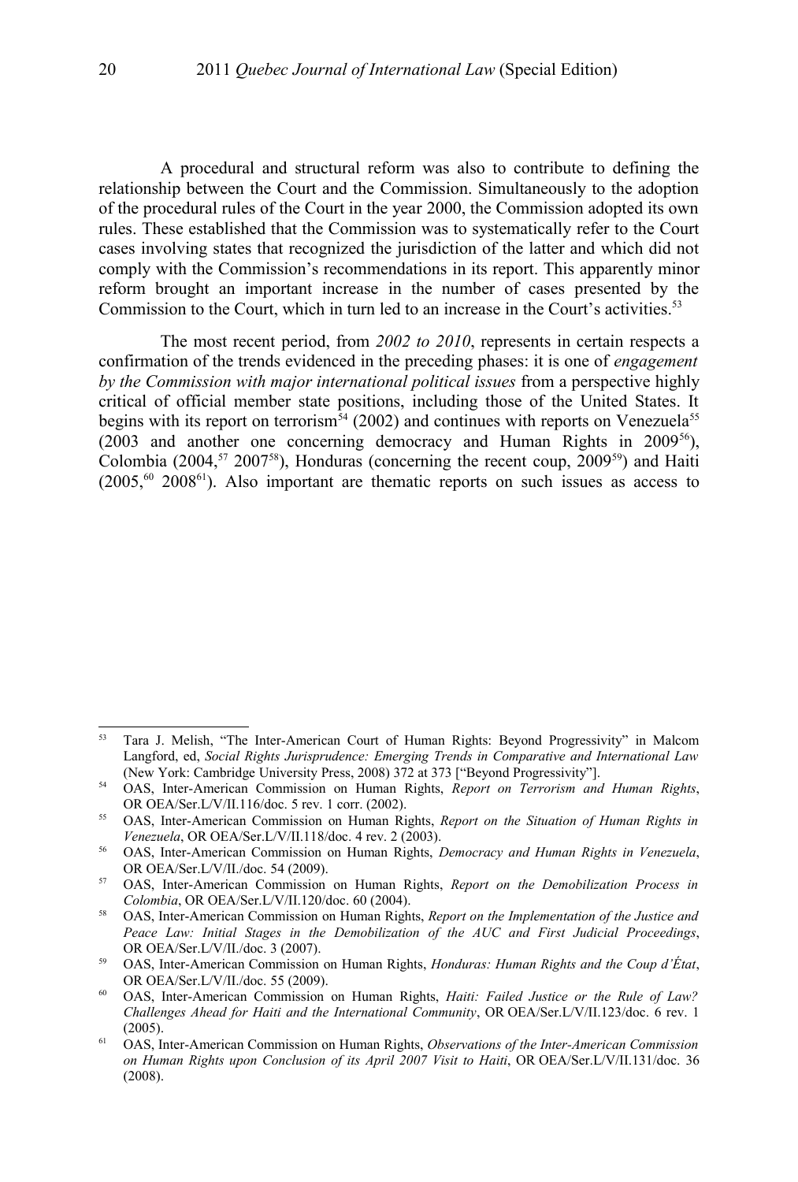A procedural and structural reform was also to contribute to defining the relationship between the Court and the Commission. Simultaneously to the adoption of the procedural rules of the Court in the year 2000, the Commission adopted its own rules. These established that the Commission was to systematically refer to the Court cases involving states that recognized the jurisdiction of the latter and which did not comply with the Commission's recommendations in its report. This apparently minor reform brought an important increase in the number of cases presented by the Commission to the Court, which in turn led to an increase in the Court's activities.[53]

The most recent period, from *2002 to 2010*, represents in certain respects a confirmation of the trends evidenced in the preceding phases: it is one of *engagement by the Commission with major international political issues* from a perspective highly critical of official member state positions, including those of the United States. It begins with its report on terrorism[54] (2002) and continues with reports on Venezuela[55] (2003 and another one concerning democracy and Human Rights in 2009[56]), Colombia (2004,[57] 2007[58]), Honduras (concerning the recent coup, 2009[59]) and Haiti (2005,[60] 2008[61]). Also important are thematic reports on such issues as access to

---

[53] Tara J. Melish, "The Inter-American Court of Human Rights: Beyond Progressivity" in Malcom Langford, ed, *Social Rights Jurisprudence: Emerging Trends in Comparative and International Law* (New York: Cambridge University Press, 2008) 372 at 373 ["Beyond Progressivity"].

[54] OAS, Inter-American Commission on Human Rights, *Report on Terrorism and Human Rights*, OR OEA/Ser.L/V/II.116/doc. 5 rev. 1 corr. (2002).

[55] OAS, Inter-American Commission on Human Rights, *Report on the Situation of Human Rights in Venezuela*, OR OEA/Ser.L/V/II.118/doc. 4 rev. 2 (2003).

[56] OAS, Inter-American Commission on Human Rights, *Democracy and Human Rights in Venezuela*, OR OEA/Ser.L/V/II./doc. 54 (2009).

[57] OAS, Inter-American Commission on Human Rights, *Report on the Demobilization Process in Colombia*, OR OEA/Ser.L/V/II.120/doc. 60 (2004).

[58] OAS, Inter-American Commission on Human Rights, *Report on the Implementation of the Justice and Peace Law: Initial Stages in the Demobilization of the AUC and First Judicial Proceedings*, OR OEA/Ser.L/V/II./doc. 3 (2007).

[59] OAS, Inter-American Commission on Human Rights, *Honduras: Human Rights and the Coup d'État*, OR OEA/Ser.L/V/II./doc. 55 (2009).

[60] OAS, Inter-American Commission on Human Rights, *Haiti: Failed Justice or the Rule of Law? Challenges Ahead for Haiti and the International Community*, OR OEA/Ser.L/V/II.123/doc. 6 rev. 1 (2005).

[61] OAS, Inter-American Commission on Human Rights, *Observations of the Inter-American Commission on Human Rights upon Conclusion of its April 2007 Visit to Haiti*, OR OEA/Ser.L/V/II.131/doc. 36 (2008).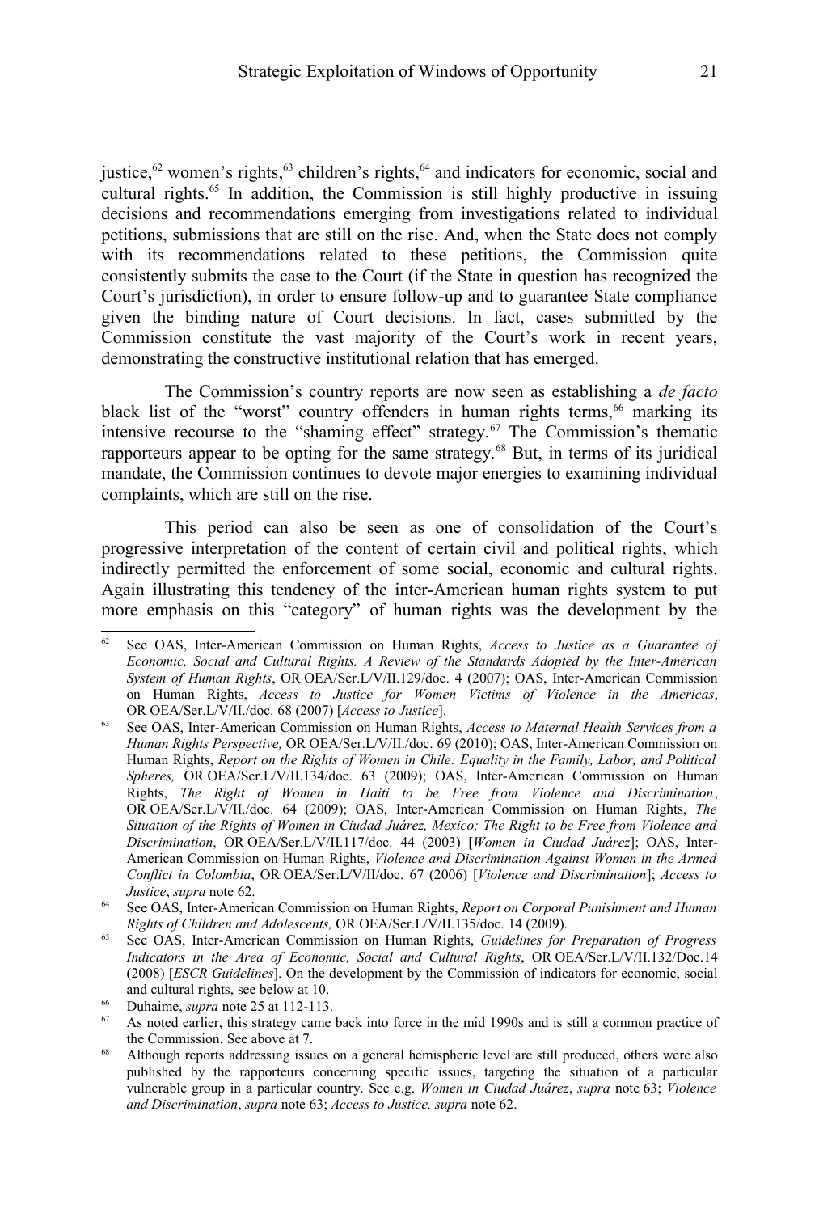justice,[62] women's rights,[63] children's rights,[64] and indicators for economic, social and cultural rights.[65] In addition, the Commission is still highly productive in issuing decisions and recommendations emerging from investigations related to individual petitions, submissions that are still on the rise. And, when the State does not comply with its recommendations related to these petitions, the Commission quite consistently submits the case to the Court (if the State in question has recognized the Court's jurisdiction), in order to ensure follow-up and to guarantee State compliance given the binding nature of Court decisions. In fact, cases submitted by the Commission constitute the vast majority of the Court's work in recent years, demonstrating the constructive institutional relation that has emerged.

The Commission's country reports are now seen as establishing a *de facto* black list of the "worst" country offenders in human rights terms,[66] marking its intensive recourse to the "shaming effect" strategy.[67] The Commission's thematic rapporteurs appear to be opting for the same strategy.[68] But, in terms of its juridical mandate, the Commission continues to devote major energies to examining individual complaints, which are still on the rise.

This period can also be seen as one of consolidation of the Court's progressive interpretation of the content of certain civil and political rights, which indirectly permitted the enforcement of some social, economic and cultural rights. Again illustrating this tendency of the inter-American human rights system to put more emphasis on this "category" of human rights was the development by the

---

[62] See OAS, Inter-American Commission on Human Rights, *Access to Justice as a Guarantee of Economic, Social and Cultural Rights. A Review of the Standards Adopted by the Inter-American System of Human Rights*, OR OEA/Ser.L/V/II.129/doc. 4 (2007); OAS, Inter-American Commission on Human Rights, *Access to Justice for Women Victims of Violence in the Americas*, OR OEA/Ser.L/V/II./doc. 68 (2007) [*Access to Justice*].

[63] See OAS, Inter-American Commission on Human Rights, *Access to Maternal Health Services from a Human Rights Perspective,* OR OEA/Ser.L/V/II./doc. 69 (2010); OAS, Inter-American Commission on Human Rights, *Report on the Rights of Women in Chile: Equality in the Family, Labor, and Political Spheres,* OR OEA/Ser.L/V/II.134/doc. 63 (2009); OAS, Inter-American Commission on Human Rights, *The Right of Women in Haiti to be Free from Violence and Discrimination*, OR OEA/Ser.L/V/II./doc. 64 (2009); OAS, Inter-American Commission on Human Rights, *The Situation of the Rights of Women in Ciudad Juárez, Mexico: The Right to be Free from Violence and Discrimination*, OR OEA/Ser.L/V/II.117/doc. 44 (2003) [*Women in Ciudad Juárez*]; OAS, Inter-American Commission on Human Rights, *Violence and Discrimination Against Women in the Armed Conflict in Colombia*, OR OEA/Ser.L/V/II/doc. 67 (2006) [*Violence and Discrimination*]; *Access to Justice*, *supra* note 62.

[64] See OAS, Inter-American Commission on Human Rights, *Report on Corporal Punishment and Human Rights of Children and Adolescents,* OR OEA/Ser.L/V/II.135/doc. 14 (2009).

[65] See OAS, Inter-American Commission on Human Rights, *Guidelines for Preparation of Progress Indicators in the Area of Economic, Social and Cultural Rights*, OR OEA/Ser.L/V/II.132/Doc.14 (2008) [*ESCR Guidelines*]. On the development by the Commission of indicators for economic, social and cultural rights, see below at 10.

[66] Duhaime, *supra* note 25 at 112-113.

[67] As noted earlier, this strategy came back into force in the mid 1990s and is still a common practice of the Commission. See above at 7.

[68] Although reports addressing issues on a general hemispheric level are still produced, others were also published by the rapporteurs concerning specific issues, targeting the situation of a particular vulnerable group in a particular country. See e.g. *Women in Ciudad Juárez*, *supra* note 63; *Violence and Discrimination*, *supra* note 63; *Access to Justice, supra* note 62.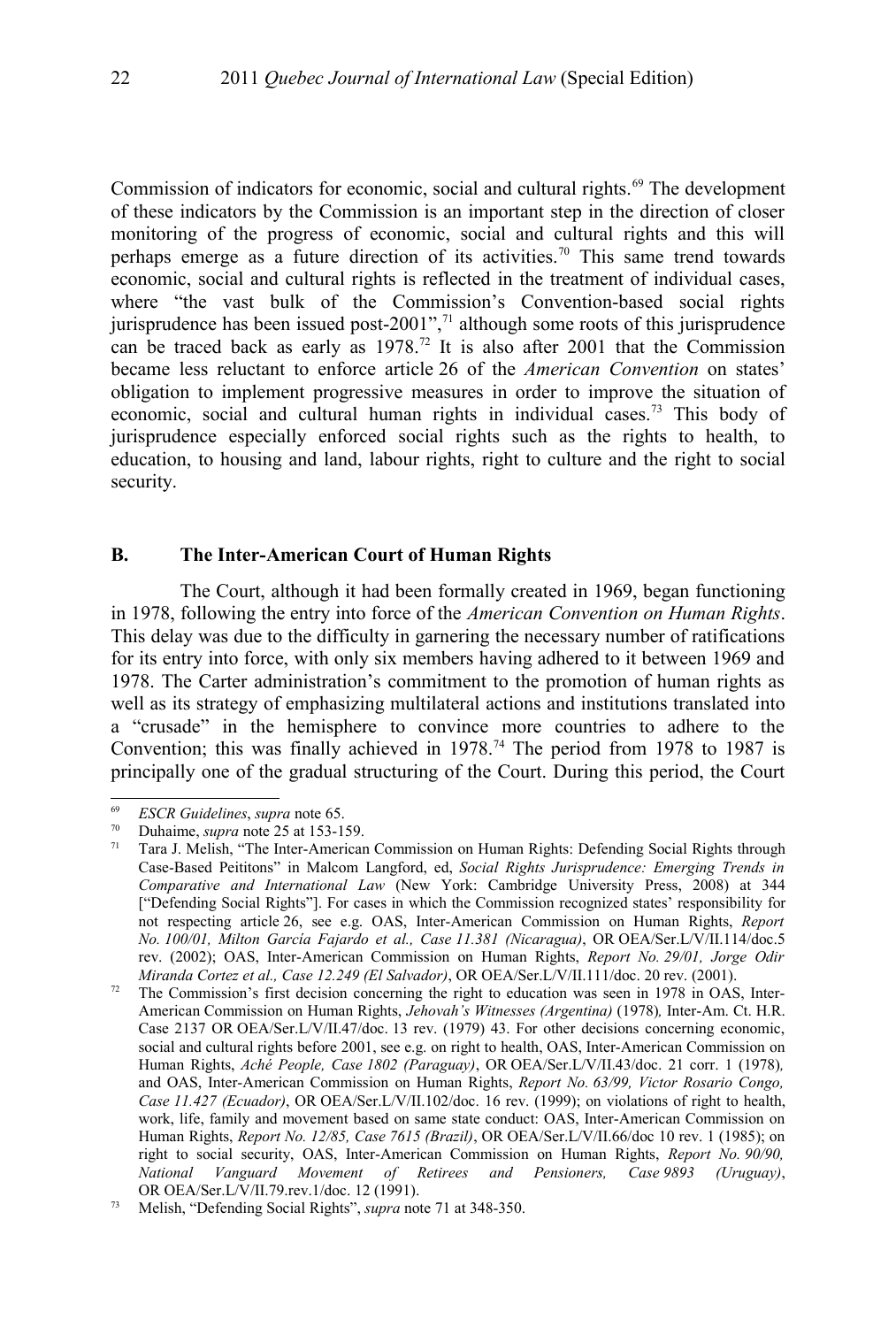Commission of indicators for economic, social and cultural rights.[69] The development of these indicators by the Commission is an important step in the direction of closer monitoring of the progress of economic, social and cultural rights and this will perhaps emerge as a future direction of its activities.[70] This same trend towards economic, social and cultural rights is reflected in the treatment of individual cases, where "the vast bulk of the Commission's Convention-based social rights jurisprudence has been issued post-2001",[71] although some roots of this jurisprudence can be traced back as early as 1978.[72] It is also after 2001 that the Commission became less reluctant to enforce article 26 of the *American Convention* on states' obligation to implement progressive measures in order to improve the situation of economic, social and cultural human rights in individual cases.[73] This body of jurisprudence especially enforced social rights such as the rights to health, to education, to housing and land, labour rights, right to culture and the right to social security.

### B. The Inter-American Court of Human Rights

The Court, although it had been formally created in 1969, began functioning in 1978, following the entry into force of the *American Convention on Human Rights*. This delay was due to the difficulty in garnering the necessary number of ratifications for its entry into force, with only six members having adhered to it between 1969 and 1978. The Carter administration's commitment to the promotion of human rights as well as its strategy of emphasizing multilateral actions and institutions translated into a "crusade" in the hemisphere to convince more countries to adhere to the Convention; this was finally achieved in 1978.[74] The period from 1978 to 1987 is principally one of the gradual structuring of the Court. During this period, the Court

---

[69] *ESCR Guidelines*, *supra* note 65.

[70] Duhaime, *supra* note 25 at 153-159.

[71] Tara J. Melish, "The Inter-American Commission on Human Rights: Defending Social Rights through Case-Based Peititons" in Malcom Langford, ed, *Social Rights Jurisprudence: Emerging Trends in Comparative and International Law* (New York: Cambridge University Press, 2008) at 344 ["Defending Social Rights"]. For cases in which the Commission recognized states' responsibility for not respecting article 26, see e.g. OAS, Inter-American Commission on Human Rights, *Report No. 100/01, Milton García Fajardo et al., Case 11.381 (Nicaragua)*, OR OEA/Ser.L/V/II.114/doc.5 rev. (2002); OAS, Inter-American Commission on Human Rights, *Report No. 29/01, Jorge Odir Miranda Cortez et al., Case 12.249 (El Salvador)*, OR OEA/Ser.L/V/II.111/doc. 20 rev. (2001).

[72] The Commission's first decision concerning the right to education was seen in 1978 in OAS, Inter-American Commission on Human Rights, *Jehovah's Witnesses (Argentina)* (1978)*,* Inter-Am. Ct. H.R. Case 2137 OR OEA/Ser.L/V/II.47/doc. 13 rev. (1979) 43. For other decisions concerning economic, social and cultural rights before 2001, see e.g. on right to health, OAS, Inter-American Commission on Human Rights, *Aché People, Case 1802 (Paraguay)*, OR OEA/Ser.L/V/II.43/doc. 21 corr. 1 (1978)*,* and OAS, Inter-American Commission on Human Rights, *Report No. 63/99, Victor Rosario Congo, Case 11.427 (Ecuador)*, OR OEA/Ser.L/V/II.102/doc. 16 rev. (1999); on violations of right to health, work, life, family and movement based on same state conduct: OAS, Inter-American Commission on Human Rights, *Report No. 12/85, Case 7615 (Brazil)*, OR OEA/Ser.L/V/II.66/doc 10 rev. 1 (1985); on right to social security, OAS, Inter-American Commission on Human Rights, *Report No. 90/90, National Vanguard Movement of Retirees and Pensioners, Case 9893 (Uruguay)*, OR OEA/Ser.L/V/II.79.rev.1/doc. 12 (1991).

[73] Melish, "Defending Social Rights", *supra* note 71 at 348-350.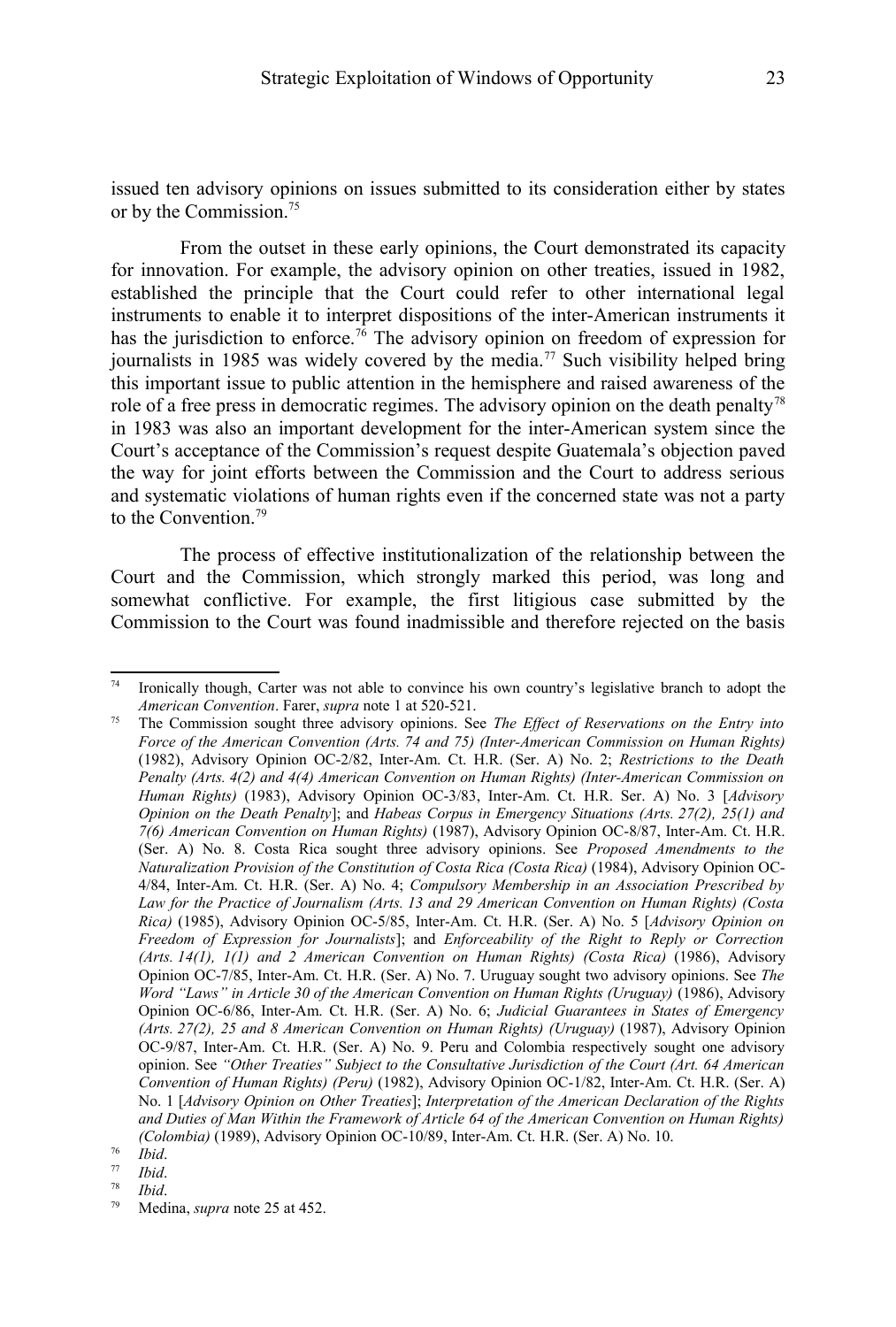issued ten advisory opinions on issues submitted to its consideration either by states or by the Commission.[75]

From the outset in these early opinions, the Court demonstrated its capacity for innovation. For example, the advisory opinion on other treaties, issued in 1982, established the principle that the Court could refer to other international legal instruments to enable it to interpret dispositions of the inter-American instruments it has the jurisdiction to enforce.[76] The advisory opinion on freedom of expression for journalists in 1985 was widely covered by the media.[77] Such visibility helped bring this important issue to public attention in the hemisphere and raised awareness of the role of a free press in democratic regimes. The advisory opinion on the death penalty[78] in 1983 was also an important development for the inter-American system since the Court's acceptance of the Commission's request despite Guatemala's objection paved the way for joint efforts between the Commission and the Court to address serious and systematic violations of human rights even if the concerned state was not a party to the Convention.[79]

The process of effective institutionalization of the relationship between the Court and the Commission, which strongly marked this period, was long and somewhat conflictive. For example, the first litigious case submitted by the Commission to the Court was found inadmissible and therefore rejected on the basis

---

[74] Ironically though, Carter was not able to convince his own country's legislative branch to adopt the *American Convention*. Farer, *supra* note 1 at 520-521.

[75] The Commission sought three advisory opinions. See *The Effect of Reservations on the Entry into Force of the American Convention (Arts. 74 and 75) (Inter-American Commission on Human Rights)* (1982), Advisory Opinion OC-2/82, Inter-Am. Ct. H.R. (Ser. A) No. 2; *Restrictions to the Death Penalty (Arts. 4(2) and 4(4) American Convention on Human Rights) (Inter-American Commission on Human Rights)* (1983), Advisory Opinion OC-3/83, Inter-Am. Ct. H.R. Ser. A) No. 3 [*Advisory Opinion on the Death Penalty*]; and *Habeas Corpus in Emergency Situations (Arts. 27(2), 25(1) and 7(6) American Convention on Human Rights)* (1987), Advisory Opinion OC-8/87, Inter-Am. Ct. H.R. (Ser. A) No. 8. Costa Rica sought three advisory opinions. See *Proposed Amendments to the Naturalization Provision of the Constitution of Costa Rica (Costa Rica)* (1984), Advisory Opinion OC-4/84, Inter-Am. Ct. H.R. (Ser. A) No. 4; *Compulsory Membership in an Association Prescribed by Law for the Practice of Journalism (Arts. 13 and 29 American Convention on Human Rights) (Costa Rica)* (1985), Advisory Opinion OC-5/85, Inter-Am. Ct. H.R. (Ser. A) No. 5 [*Advisory Opinion on Freedom of Expression for Journalists*]; and *Enforceability of the Right to Reply or Correction (Arts. 14(1), 1(1) and 2 American Convention on Human Rights) (Costa Rica)* (1986), Advisory Opinion OC-7/85, Inter-Am. Ct. H.R. (Ser. A) No. 7. Uruguay sought two advisory opinions. See *The Word "Laws" in Article 30 of the American Convention on Human Rights (Uruguay)* (1986), Advisory Opinion OC-6/86, Inter-Am. Ct. H.R. (Ser. A) No. 6; *Judicial Guarantees in States of Emergency (Arts. 27(2), 25 and 8 American Convention on Human Rights) (Uruguay)* (1987), Advisory Opinion OC-9/87, Inter-Am. Ct. H.R. (Ser. A) No. 9. Peru and Colombia respectively sought one advisory opinion. See *"Other Treaties" Subject to the Consultative Jurisdiction of the Court (Art. 64 American Convention of Human Rights) (Peru)* (1982), Advisory Opinion OC-1/82, Inter-Am. Ct. H.R. (Ser. A) No. 1 [*Advisory Opinion on Other Treaties*]; *Interpretation of the American Declaration of the Rights and Duties of Man Within the Framework of Article 64 of the American Convention on Human Rights) (Colombia)* (1989), Advisory Opinion OC-10/89, Inter-Am. Ct. H.R. (Ser. A) No. 10.

[76] *Ibid*.

[77] *Ibid*.

[78] *Ibid*.

[79] Medina, *supra* note 25 at 452.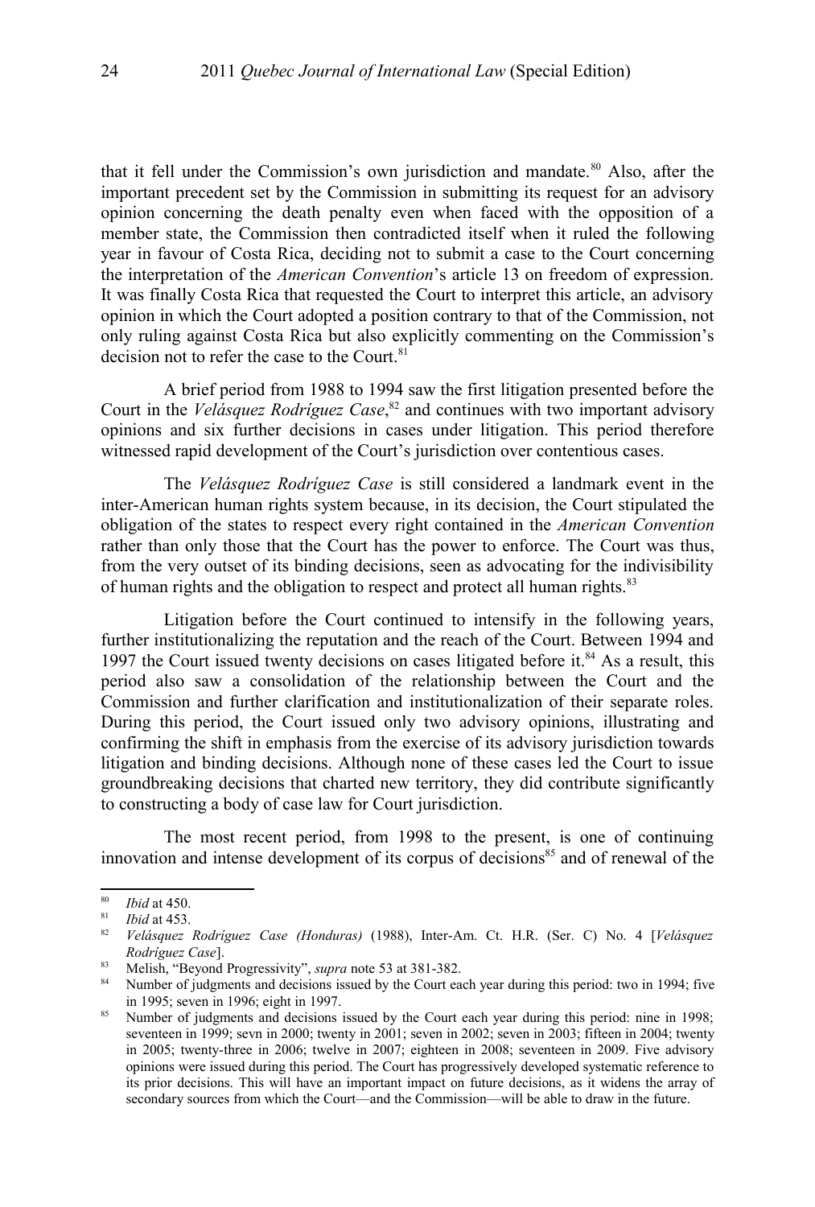that it fell under the Commission's own jurisdiction and mandate.[80] Also, after the important precedent set by the Commission in submitting its request for an advisory opinion concerning the death penalty even when faced with the opposition of a member state, the Commission then contradicted itself when it ruled the following year in favour of Costa Rica, deciding not to submit a case to the Court concerning the interpretation of the *American Convention*'s article 13 on freedom of expression. It was finally Costa Rica that requested the Court to interpret this article, an advisory opinion in which the Court adopted a position contrary to that of the Commission, not only ruling against Costa Rica but also explicitly commenting on the Commission's decision not to refer the case to the Court.[81]

A brief period from 1988 to 1994 saw the first litigation presented before the Court in the *Velásquez Rodríguez Case*,[82] and continues with two important advisory opinions and six further decisions in cases under litigation. This period therefore witnessed rapid development of the Court's jurisdiction over contentious cases.

The *Velásquez Rodríguez Case* is still considered a landmark event in the inter-American human rights system because, in its decision, the Court stipulated the obligation of the states to respect every right contained in the *American Convention* rather than only those that the Court has the power to enforce. The Court was thus, from the very outset of its binding decisions, seen as advocating for the indivisibility of human rights and the obligation to respect and protect all human rights.[83]

Litigation before the Court continued to intensify in the following years, further institutionalizing the reputation and the reach of the Court. Between 1994 and 1997 the Court issued twenty decisions on cases litigated before it.[84] As a result, this period also saw a consolidation of the relationship between the Court and the Commission and further clarification and institutionalization of their separate roles. During this period, the Court issued only two advisory opinions, illustrating and confirming the shift in emphasis from the exercise of its advisory jurisdiction towards litigation and binding decisions. Although none of these cases led the Court to issue groundbreaking decisions that charted new territory, they did contribute significantly to constructing a body of case law for Court jurisdiction.

The most recent period, from 1998 to the present, is one of continuing innovation and intense development of its corpus of decisions[85] and of renewal of the

---

[80] *Ibid* at 450.

[81] *Ibid* at 453.

[82] *Velásquez Rodríguez Case (Honduras)* (1988), Inter-Am. Ct. H.R. (Ser. C) No. 4 [*Velásquez Rodríguez Case*].

[83] Melish, "Beyond Progressivity", *supra* note 53 at 381-382.

[84] Number of judgments and decisions issued by the Court each year during this period: two in 1994; five in 1995; seven in 1996; eight in 1997.

[85] Number of judgments and decisions issued by the Court each year during this period: nine in 1998; seventeen in 1999; sevn in 2000; twenty in 2001; seven in 2002; seven in 2003; fifteen in 2004; twenty in 2005; twenty-three in 2006; twelve in 2007; eighteen in 2008; seventeen in 2009. Five advisory opinions were issued during this period. The Court has progressively developed systematic reference to its prior decisions. This will have an important impact on future decisions, as it widens the array of secondary sources from which the Court—and the Commission—will be able to draw in the future.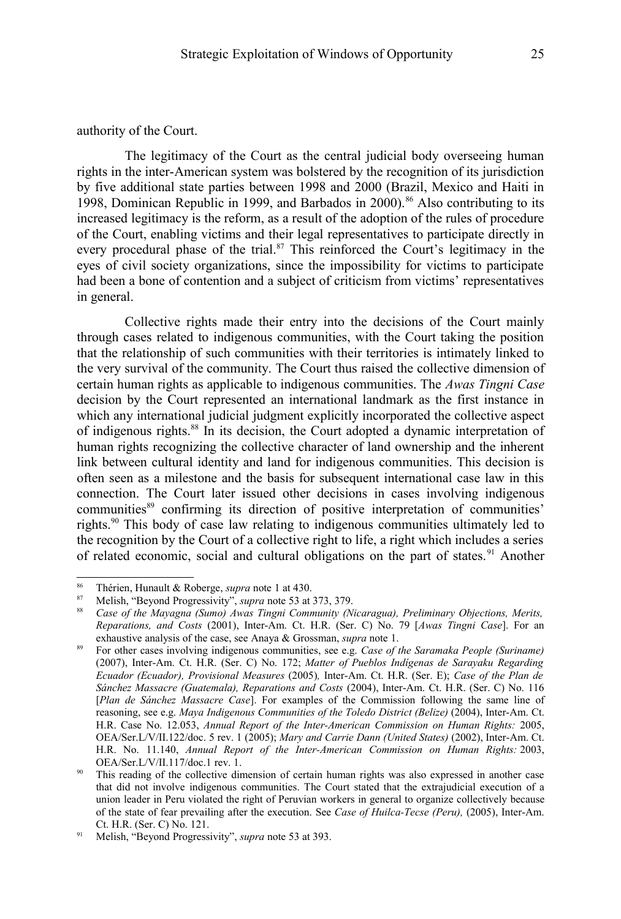authority of the Court.

The legitimacy of the Court as the central judicial body overseeing human rights in the inter-American system was bolstered by the recognition of its jurisdiction by five additional state parties between 1998 and 2000 (Brazil, Mexico and Haiti in 1998, Dominican Republic in 1999, and Barbados in 2000).[86] Also contributing to its increased legitimacy is the reform, as a result of the adoption of the rules of procedure of the Court, enabling victims and their legal representatives to participate directly in every procedural phase of the trial.[87] This reinforced the Court's legitimacy in the eyes of civil society organizations, since the impossibility for victims to participate had been a bone of contention and a subject of criticism from victims' representatives in general.

Collective rights made their entry into the decisions of the Court mainly through cases related to indigenous communities, with the Court taking the position that the relationship of such communities with their territories is intimately linked to the very survival of the community. The Court thus raised the collective dimension of certain human rights as applicable to indigenous communities. The *Awas Tingni Case* decision by the Court represented an international landmark as the first instance in which any international judicial judgment explicitly incorporated the collective aspect of indigenous rights.[88] In its decision, the Court adopted a dynamic interpretation of human rights recognizing the collective character of land ownership and the inherent link between cultural identity and land for indigenous communities. This decision is often seen as a milestone and the basis for subsequent international case law in this connection. The Court later issued other decisions in cases involving indigenous communities[89] confirming its direction of positive interpretation of communities' rights.[90] This body of case law relating to indigenous communities ultimately led to the recognition by the Court of a collective right to life, a right which includes a series of related economic, social and cultural obligations on the part of states.[91] Another

---

[86] Thérien, Hunault & Roberge, *supra* note 1 at 430.

[87] Melish, "Beyond Progressivity", *supra* note 53 at 373, 379.

[88] *Case of the Mayagna (Sumo) Awas Tingni Community (Nicaragua), Preliminary Objections, Merits, Reparations, and Costs* (2001), Inter-Am. Ct. H.R. (Ser. C) No. 79 [*Awas Tingni Case*]. For an exhaustive analysis of the case, see Anaya & Grossman, *supra* note 1.

[89] For other cases involving indigenous communities, see e.g. *Case of the Saramaka People (Suriname)* (2007), Inter-Am. Ct. H.R. (Ser. C) No. 172; *Matter of Pueblos Indígenas de Sarayaku Regarding Ecuador (Ecuador), Provisional Measures* (2005)*,* Inter-Am. Ct. H.R. (Ser. E); *Case of the Plan de Sánchez Massacre (Guatemala), Reparations and Costs* (2004), Inter-Am. Ct. H.R. (Ser. C) No. 116 [*Plan de Sánchez Massacre Case*]. For examples of the Commission following the same line of reasoning, see e.g. *Maya Indigenous Communities of the Toledo District (Belize)* (2004), Inter-Am. Ct. H.R. Case No. 12.053, *Annual Report of the Inter-American Commission on Human Rights:* 2005, OEA/Ser.L/V/II.122/doc. 5 rev. 1 (2005); *Mary and Carrie Dann (United States)* (2002), Inter-Am. Ct. H.R. No. 11.140, *Annual Report of the Inter-American Commission on Human Rights:* 2003, OEA/Ser.L/V/II.117/doc.1 rev. 1.

[90] This reading of the collective dimension of certain human rights was also expressed in another case that did not involve indigenous communities. The Court stated that the extrajudicial execution of a union leader in Peru violated the right of Peruvian workers in general to organize collectively because of the state of fear prevailing after the execution. See *Case of Huilca-Tecse (Peru),* (2005), Inter-Am. Ct. H.R. (Ser. C) No. 121.

[91] Melish, "Beyond Progressivity", *supra* note 53 at 393.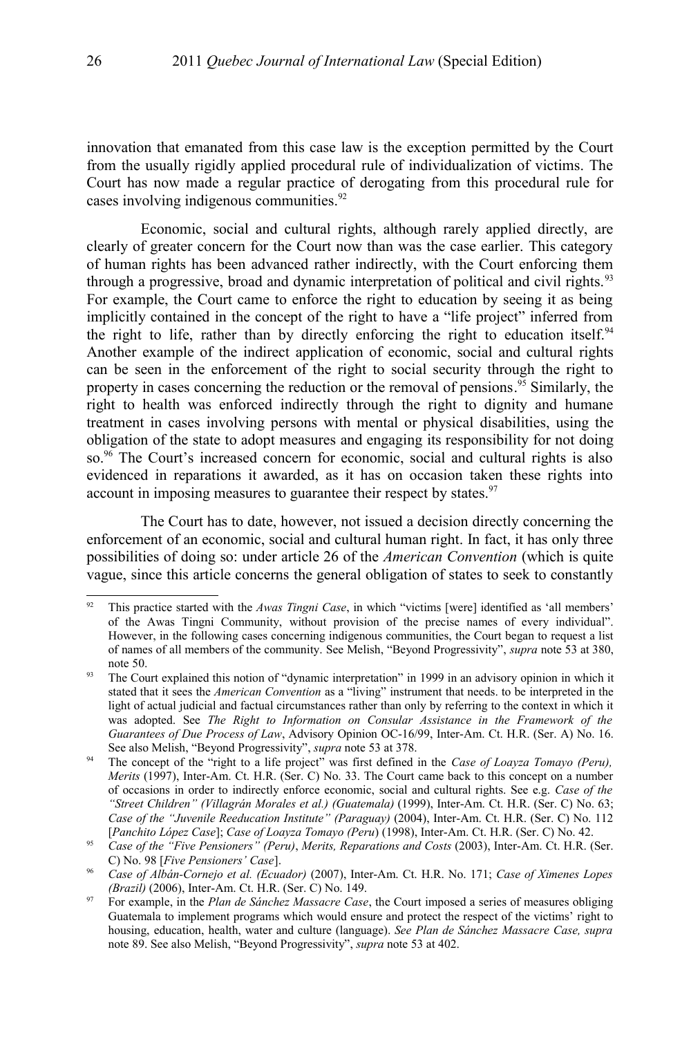innovation that emanated from this case law is the exception permitted by the Court from the usually rigidly applied procedural rule of individualization of victims. The Court has now made a regular practice of derogating from this procedural rule for cases involving indigenous communities.[92]

Economic, social and cultural rights, although rarely applied directly, are clearly of greater concern for the Court now than was the case earlier. This category of human rights has been advanced rather indirectly, with the Court enforcing them through a progressive, broad and dynamic interpretation of political and civil rights.[93] For example, the Court came to enforce the right to education by seeing it as being implicitly contained in the concept of the right to have a "life project" inferred from the right to life, rather than by directly enforcing the right to education itself.[94] Another example of the indirect application of economic, social and cultural rights can be seen in the enforcement of the right to social security through the right to property in cases concerning the reduction or the removal of pensions.[95] Similarly, the right to health was enforced indirectly through the right to dignity and humane treatment in cases involving persons with mental or physical disabilities, using the obligation of the state to adopt measures and engaging its responsibility for not doing so.[96] The Court's increased concern for economic, social and cultural rights is also evidenced in reparations it awarded, as it has on occasion taken these rights into account in imposing measures to guarantee their respect by states.[97]

The Court has to date, however, not issued a decision directly concerning the enforcement of an economic, social and cultural human right. In fact, it has only three possibilities of doing so: under article 26 of the *American Convention* (which is quite vague, since this article concerns the general obligation of states to seek to constantly

---

[92] This practice started with the *Awas Tingni Case*, in which "victims [were] identified as 'all members' of the Awas Tingni Community, without provision of the precise names of every individual". However, in the following cases concerning indigenous communities, the Court began to request a list of names of all members of the community. See Melish, "Beyond Progressivity", *supra* note 53 at 380, note 50.

[93] The Court explained this notion of "dynamic interpretation" in 1999 in an advisory opinion in which it stated that it sees the *American Convention* as a "living" instrument that needs. to be interpreted in the light of actual judicial and factual circumstances rather than only by referring to the context in which it was adopted. See *The Right to Information on Consular Assistance in the Framework of the Guarantees of Due Process of Law*, Advisory Opinion OC-16/99, Inter-Am. Ct. H.R. (Ser. A) No. 16. See also Melish, "Beyond Progressivity", *supra* note 53 at 378.

[94] The concept of the "right to a life project" was first defined in the *Case of Loayza Tomayo (Peru), Merits* (1997), Inter-Am. Ct. H.R. (Ser. C) No. 33. The Court came back to this concept on a number of occasions in order to indirectly enforce economic, social and cultural rights. See e.g. *Case of the "Street Children" (Villagrán Morales et al.) (Guatemala)* (1999), Inter-Am. Ct. H.R. (Ser. C) No. 63; *Case of the "Juvenile Reeducation Institute" (Paraguay)* (2004), Inter-Am. Ct. H.R. (Ser. C) No. 112 [*Panchito López Case*]; *Case of Loayza Tomayo (Peru)* (1998), Inter-Am. Ct. H.R. (Ser. C) No. 42.

[95] *Case of the "Five Pensioners" (Peru)*, *Merits, Reparations and Costs* (2003), Inter-Am. Ct. H.R. (Ser. C) No. 98 [*Five Pensioners' Case*].

[96] *Case of Albán-Cornejo et al. (Ecuador)* (2007), Inter-Am. Ct. H.R. No. 171; *Case of Ximenes Lopes (Brazil)* (2006), Inter-Am. Ct. H.R. (Ser. C) No. 149.

[97] For example, in the *Plan de Sánchez Massacre Case*, the Court imposed a series of measures obliging Guatemala to implement programs which would ensure and protect the respect of the victims' right to housing, education, health, water and culture (language). *See Plan de Sánchez Massacre Case, supra* note 89. See also Melish, "Beyond Progressivity", *supra* note 53 at 402.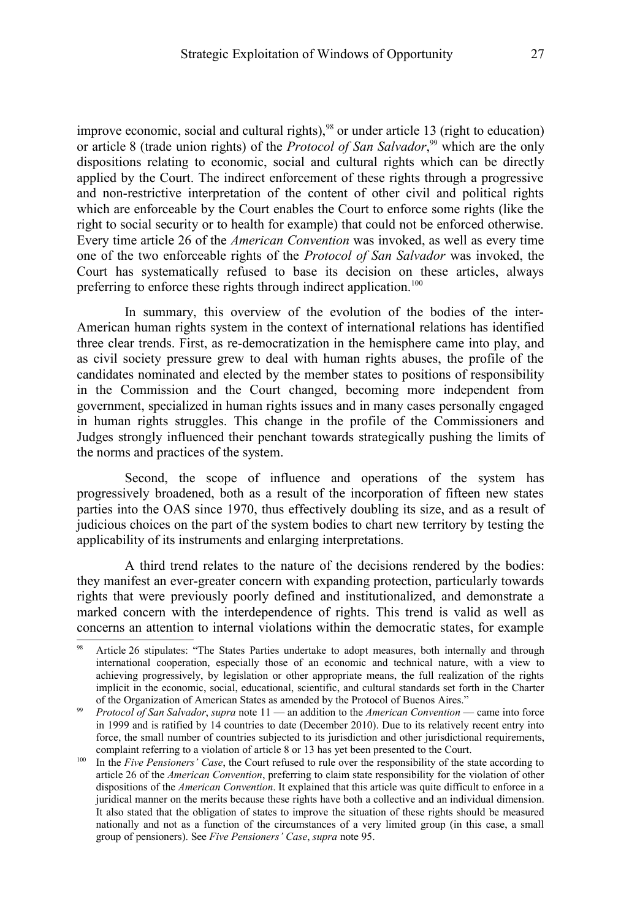improve economic, social and cultural rights),[98] or under article 13 (right to education) or article 8 (trade union rights) of the *Protocol of San Salvador*,[99] which are the only dispositions relating to economic, social and cultural rights which can be directly applied by the Court. The indirect enforcement of these rights through a progressive and non-restrictive interpretation of the content of other civil and political rights which are enforceable by the Court enables the Court to enforce some rights (like the right to social security or to health for example) that could not be enforced otherwise. Every time article 26 of the *American Convention* was invoked, as well as every time one of the two enforceable rights of the *Protocol of San Salvador* was invoked, the Court has systematically refused to base its decision on these articles, always preferring to enforce these rights through indirect application.[100]

In summary, this overview of the evolution of the bodies of the inter-American human rights system in the context of international relations has identified three clear trends. First, as re-democratization in the hemisphere came into play, and as civil society pressure grew to deal with human rights abuses, the profile of the candidates nominated and elected by the member states to positions of responsibility in the Commission and the Court changed, becoming more independent from government, specialized in human rights issues and in many cases personally engaged in human rights struggles. This change in the profile of the Commissioners and Judges strongly influenced their penchant towards strategically pushing the limits of the norms and practices of the system.

Second, the scope of influence and operations of the system has progressively broadened, both as a result of the incorporation of fifteen new states parties into the OAS since 1970, thus effectively doubling its size, and as a result of judicious choices on the part of the system bodies to chart new territory by testing the applicability of its instruments and enlarging interpretations.

A third trend relates to the nature of the decisions rendered by the bodies: they manifest an ever-greater concern with expanding protection, particularly towards rights that were previously poorly defined and institutionalized, and demonstrate a marked concern with the interdependence of rights. This trend is valid as well as concerns an attention to internal violations within the democratic states, for example

---

[98] Article 26 stipulates: "The States Parties undertake to adopt measures, both internally and through international cooperation, especially those of an economic and technical nature, with a view to achieving progressively, by legislation or other appropriate means, the full realization of the rights implicit in the economic, social, educational, scientific, and cultural standards set forth in the Charter of the Organization of American States as amended by the Protocol of Buenos Aires."

[99] *Protocol of San Salvador*, *supra* note 11 — an addition to the *American Convention* — came into force in 1999 and is ratified by 14 countries to date (December 2010). Due to its relatively recent entry into force, the small number of countries subjected to its jurisdiction and other jurisdictional requirements, complaint referring to a violation of article 8 or 13 has yet been presented to the Court.

[100] In the *Five Pensioners' Case*, the Court refused to rule over the responsibility of the state according to article 26 of the *American Convention*, preferring to claim state responsibility for the violation of other dispositions of the *American Convention*. It explained that this article was quite difficult to enforce in a juridical manner on the merits because these rights have both a collective and an individual dimension. It also stated that the obligation of states to improve the situation of these rights should be measured nationally and not as a function of the circumstances of a very limited group (in this case, a small group of pensioners). See *Five Pensioners' Case*, *supra* note 95.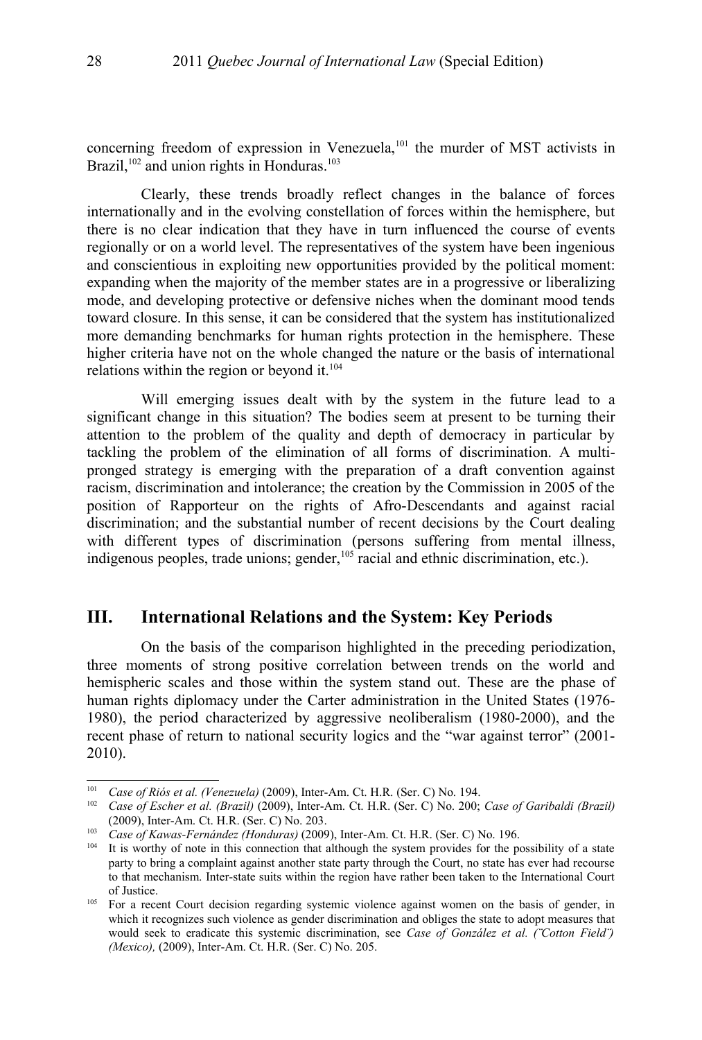concerning freedom of expression in Venezuela,[101] the murder of MST activists in Brazil,[102] and union rights in Honduras.[103]

Clearly, these trends broadly reflect changes in the balance of forces internationally and in the evolving constellation of forces within the hemisphere, but there is no clear indication that they have in turn influenced the course of events regionally or on a world level. The representatives of the system have been ingenious and conscientious in exploiting new opportunities provided by the political moment: expanding when the majority of the member states are in a progressive or liberalizing mode, and developing protective or defensive niches when the dominant mood tends toward closure. In this sense, it can be considered that the system has institutionalized more demanding benchmarks for human rights protection in the hemisphere. These higher criteria have not on the whole changed the nature or the basis of international relations within the region or beyond it.[104]

Will emerging issues dealt with by the system in the future lead to a significant change in this situation? The bodies seem at present to be turning their attention to the problem of the quality and depth of democracy in particular by tackling the problem of the elimination of all forms of discrimination. A multi-pronged strategy is emerging with the preparation of a draft convention against racism, discrimination and intolerance; the creation by the Commission in 2005 of the position of Rapporteur on the rights of Afro-Descendants and against racial discrimination; and the substantial number of recent decisions by the Court dealing with different types of discrimination (persons suffering from mental illness, indigenous peoples, trade unions; gender,[105] racial and ethnic discrimination, etc.).

## III. International Relations and the System: Key Periods

On the basis of the comparison highlighted in the preceding periodization, three moments of strong positive correlation between trends on the world and hemispheric scales and those within the system stand out. These are the phase of human rights diplomacy under the Carter administration in the United States (1976-1980), the period characterized by aggressive neoliberalism (1980-2000), and the recent phase of return to national security logics and the "war against terror" (2001-2010).

---

[101] *Case of Ríos et al. (Venezuela)* (2009), Inter-Am. Ct. H.R. (Ser. C) No. 194.

[102] *Case of Escher et al. (Brazil)* (2009), Inter-Am. Ct. H.R. (Ser. C) No. 200; *Case of Garibaldi (Brazil)* (2009), Inter-Am. Ct. H.R. (Ser. C) No. 203.

[103] *Case of Kawas-Fernández (Honduras)* (2009), Inter-Am. Ct. H.R. (Ser. C) No. 196.

[104] It is worthy of note in this connection that although the system provides for the possibility of a state party to bring a complaint against another state party through the Court, no state has ever had recourse to that mechanism. Inter-state suits within the region have rather been taken to the International Court of Justice.

[105] For a recent Court decision regarding systemic violence against women on the basis of gender, in which it recognizes such violence as gender discrimination and obliges the state to adopt measures that would seek to eradicate this systemic discrimination, see *Case of González et al. ("Cotton Field") (Mexico),* (2009), Inter-Am. Ct. H.R. (Ser. C) No. 205.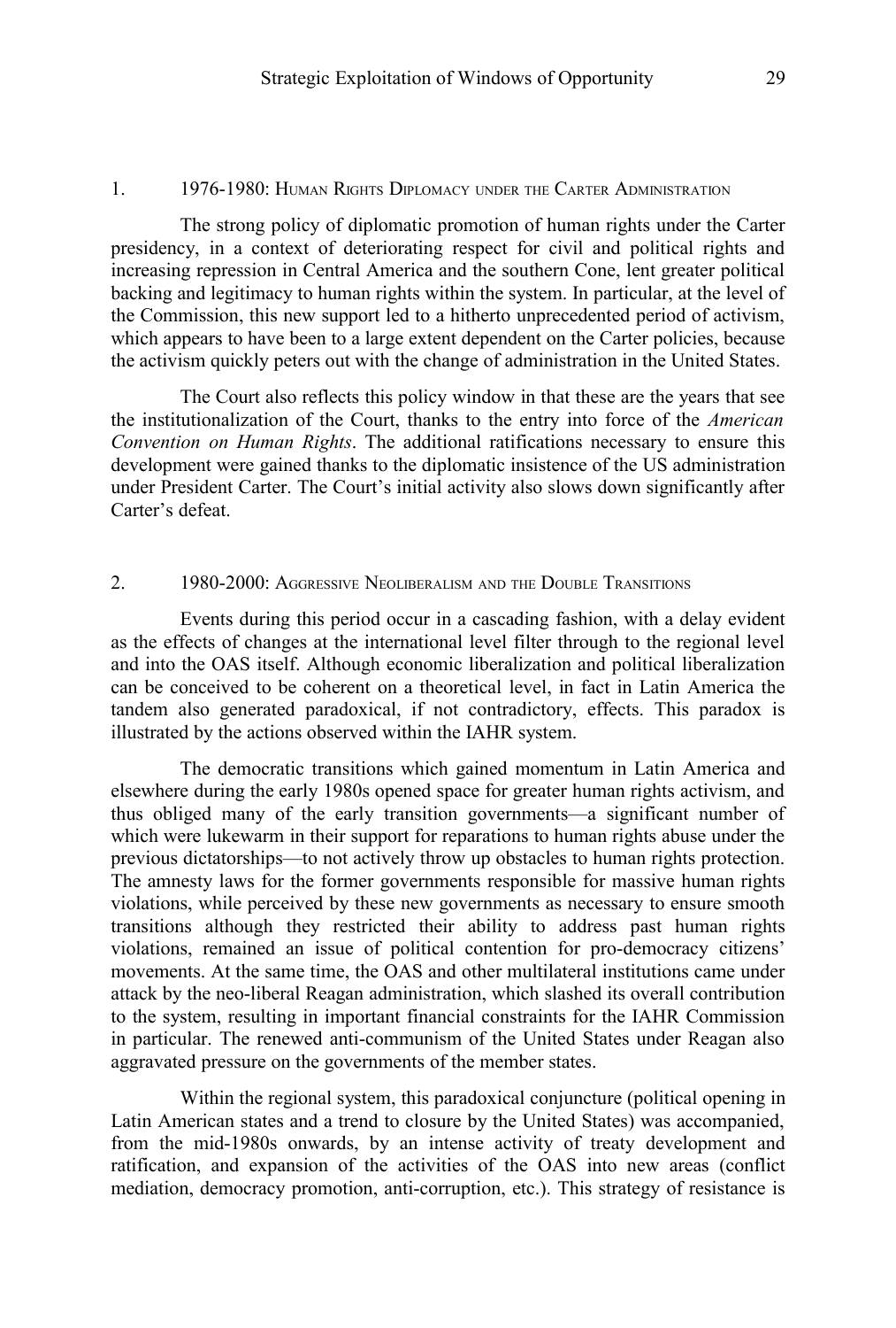## 1. 1976-1980: Human Rights Diplomacy under the Carter Administration

The strong policy of diplomatic promotion of human rights under the Carter presidency, in a context of deteriorating respect for civil and political rights and increasing repression in Central America and the southern Cone, lent greater political backing and legitimacy to human rights within the system. In particular, at the level of the Commission, this new support led to a hitherto unprecedented period of activism, which appears to have been to a large extent dependent on the Carter policies, because the activism quickly peters out with the change of administration in the United States.

The Court also reflects this policy window in that these are the years that see the institutionalization of the Court, thanks to the entry into force of the *American Convention on Human Rights*. The additional ratifications necessary to ensure this development were gained thanks to the diplomatic insistence of the US administration under President Carter. The Court's initial activity also slows down significantly after Carter's defeat.

## 2. 1980-2000: Aggressive Neoliberalism and the Double Transitions

Events during this period occur in a cascading fashion, with a delay evident as the effects of changes at the international level filter through to the regional level and into the OAS itself. Although economic liberalization and political liberalization can be conceived to be coherent on a theoretical level, in fact in Latin America the tandem also generated paradoxical, if not contradictory, effects. This paradox is illustrated by the actions observed within the IAHR system.

The democratic transitions which gained momentum in Latin America and elsewhere during the early 1980s opened space for greater human rights activism, and thus obliged many of the early transition governments—a significant number of which were lukewarm in their support for reparations to human rights abuse under the previous dictatorships—to not actively throw up obstacles to human rights protection. The amnesty laws for the former governments responsible for massive human rights violations, while perceived by these new governments as necessary to ensure smooth transitions although they restricted their ability to address past human rights violations, remained an issue of political contention for pro-democracy citizens' movements. At the same time, the OAS and other multilateral institutions came under attack by the neo-liberal Reagan administration, which slashed its overall contribution to the system, resulting in important financial constraints for the IAHR Commission in particular. The renewed anti-communism of the United States under Reagan also aggravated pressure on the governments of the member states.

Within the regional system, this paradoxical conjuncture (political opening in Latin American states and a trend to closure by the United States) was accompanied, from the mid-1980s onwards, by an intense activity of treaty development and ratification, and expansion of the activities of the OAS into new areas (conflict mediation, democracy promotion, anti-corruption, etc.). This strategy of resistance is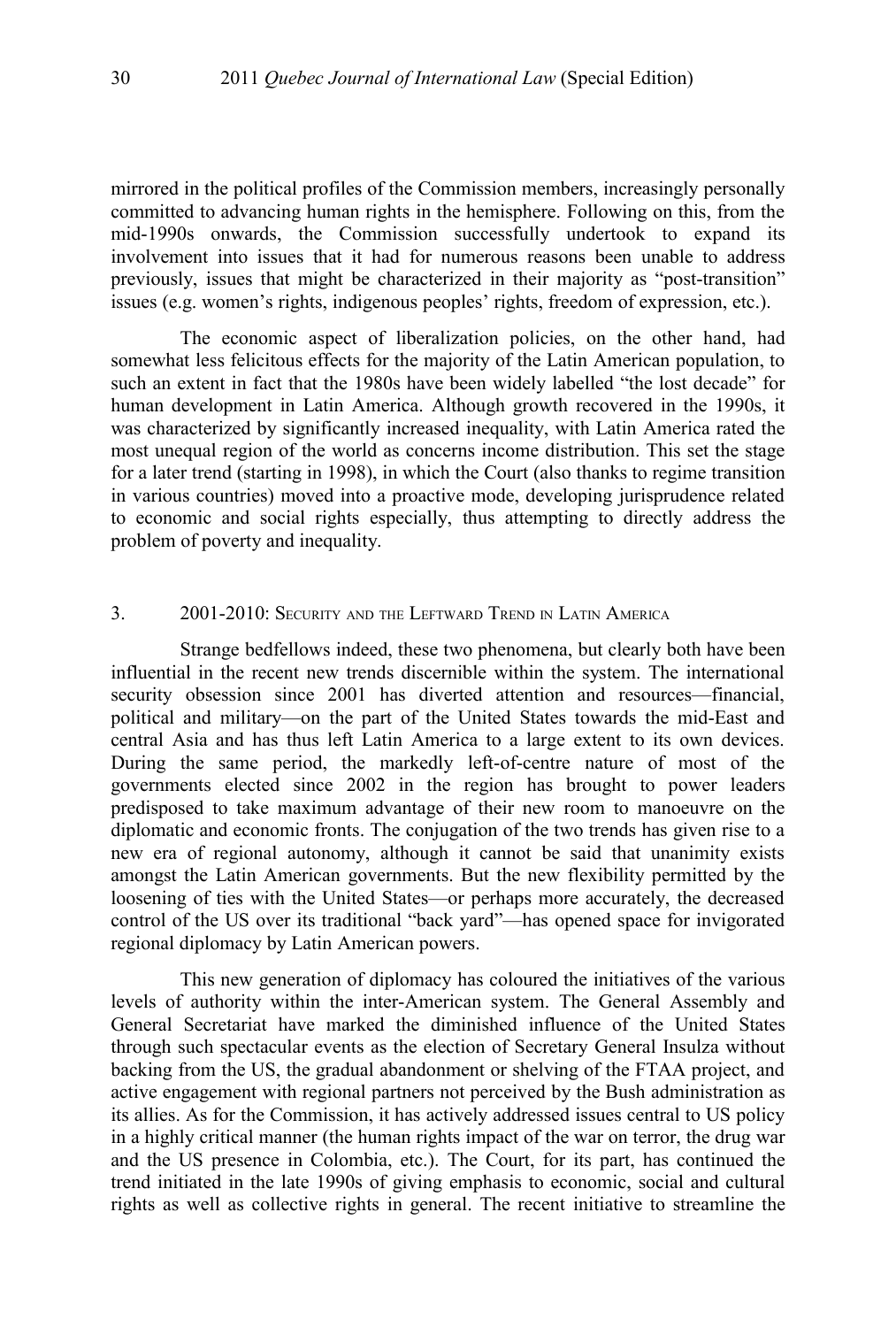mirrored in the political profiles of the Commission members, increasingly personally committed to advancing human rights in the hemisphere. Following on this, from the mid-1990s onwards, the Commission successfully undertook to expand its involvement into issues that it had for numerous reasons been unable to address previously, issues that might be characterized in their majority as "post-transition" issues (e.g. women's rights, indigenous peoples' rights, freedom of expression, etc.).

The economic aspect of liberalization policies, on the other hand, had somewhat less felicitous effects for the majority of the Latin American population, to such an extent in fact that the 1980s have been widely labelled "the lost decade" for human development in Latin America. Although growth recovered in the 1990s, it was characterized by significantly increased inequality, with Latin America rated the most unequal region of the world as concerns income distribution. This set the stage for a later trend (starting in 1998), in which the Court (also thanks to regime transition in various countries) moved into a proactive mode, developing jurisprudence related to economic and social rights especially, thus attempting to directly address the problem of poverty and inequality.

## 3. 2001-2010: Security and the Leftward Trend in Latin America

Strange bedfellows indeed, these two phenomena, but clearly both have been influential in the recent new trends discernible within the system. The international security obsession since 2001 has diverted attention and resources—financial, political and military—on the part of the United States towards the mid-East and central Asia and has thus left Latin America to a large extent to its own devices. During the same period, the markedly left-of-centre nature of most of the governments elected since 2002 in the region has brought to power leaders predisposed to take maximum advantage of their new room to manoeuvre on the diplomatic and economic fronts. The conjugation of the two trends has given rise to a new era of regional autonomy, although it cannot be said that unanimity exists amongst the Latin American governments. But the new flexibility permitted by the loosening of ties with the United States—or perhaps more accurately, the decreased control of the US over its traditional "back yard"—has opened space for invigorated regional diplomacy by Latin American powers.

This new generation of diplomacy has coloured the initiatives of the various levels of authority within the inter-American system. The General Assembly and General Secretariat have marked the diminished influence of the United States through such spectacular events as the election of Secretary General Insulza without backing from the US, the gradual abandonment or shelving of the FTAA project, and active engagement with regional partners not perceived by the Bush administration as its allies. As for the Commission, it has actively addressed issues central to US policy in a highly critical manner (the human rights impact of the war on terror, the drug war and the US presence in Colombia, etc.). The Court, for its part, has continued the trend initiated in the late 1990s of giving emphasis to economic, social and cultural rights as well as collective rights in general. The recent initiative to streamline the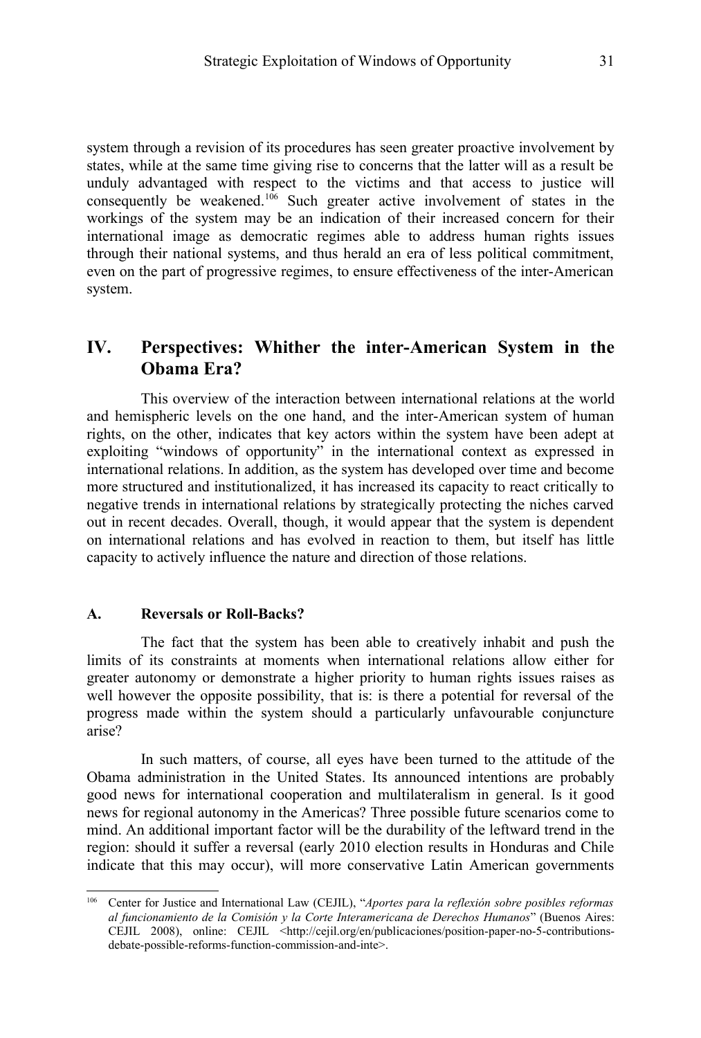system through a revision of its procedures has seen greater proactive involvement by states, while at the same time giving rise to concerns that the latter will as a result be unduly advantaged with respect to the victims and that access to justice will consequently be weakened.[106] Such greater active involvement of states in the workings of the system may be an indication of their increased concern for their international image as democratic regimes able to address human rights issues through their national systems, and thus herald an era of less political commitment, even on the part of progressive regimes, to ensure effectiveness of the inter-American system.

## IV. Perspectives: Whither the inter-American System in the Obama Era?

This overview of the interaction between international relations at the world and hemispheric levels on the one hand, and the inter-American system of human rights, on the other, indicates that key actors within the system have been adept at exploiting "windows of opportunity" in the international context as expressed in international relations. In addition, as the system has developed over time and become more structured and institutionalized, it has increased its capacity to react critically to negative trends in international relations by strategically protecting the niches carved out in recent decades. Overall, though, it would appear that the system is dependent on international relations and has evolved in reaction to them, but itself has little capacity to actively influence the nature and direction of those relations.

### A. Reversals or Roll-Backs?

The fact that the system has been able to creatively inhabit and push the limits of its constraints at moments when international relations allow either for greater autonomy or demonstrate a higher priority to human rights issues raises as well however the opposite possibility, that is: is there a potential for reversal of the progress made within the system should a particularly unfavourable conjuncture arise?

In such matters, of course, all eyes have been turned to the attitude of the Obama administration in the United States. Its announced intentions are probably good news for international cooperation and multilateralism in general. Is it good news for regional autonomy in the Americas? Three possible future scenarios come to mind. An additional important factor will be the durability of the leftward trend in the region: should it suffer a reversal (early 2010 election results in Honduras and Chile indicate that this may occur), will more conservative Latin American governments

---

[106] Center for Justice and International Law (CEJIL), "*Aportes para la reflexión sobre posibles reformas al funcionamiento de la Comisión y la Corte Interamericana de Derechos Humanos*" (Buenos Aires: CEJIL 2008), online: CEJIL <http://cejil.org/en/publicaciones/position-paper-no-5-contributions-debate-possible-reforms-function-commission-and-inte>.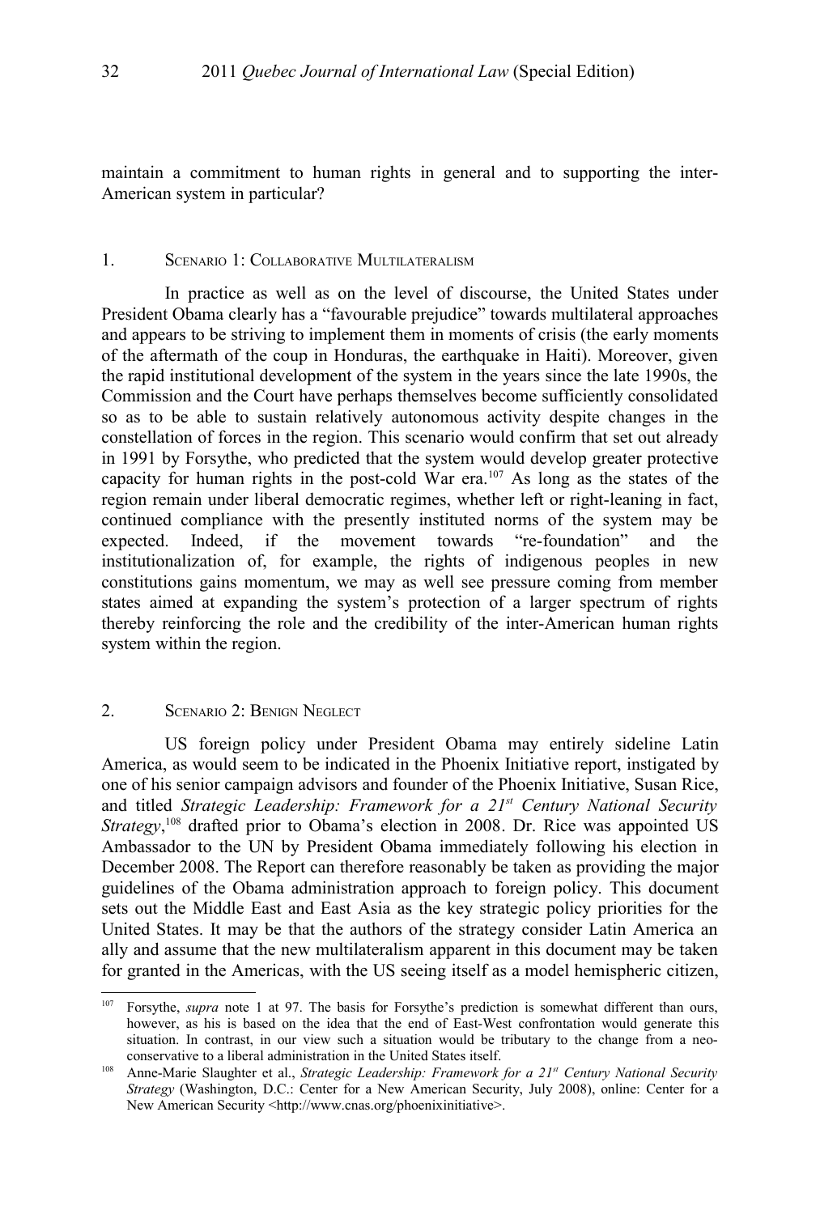maintain a commitment to human rights in general and to supporting the inter-American system in particular?

### 1. Scenario 1: Collaborative Multilateralism

In practice as well as on the level of discourse, the United States under President Obama clearly has a "favourable prejudice" towards multilateral approaches and appears to be striving to implement them in moments of crisis (the early moments of the aftermath of the coup in Honduras, the earthquake in Haiti). Moreover, given the rapid institutional development of the system in the years since the late 1990s, the Commission and the Court have perhaps themselves become sufficiently consolidated so as to be able to sustain relatively autonomous activity despite changes in the constellation of forces in the region. This scenario would confirm that set out already in 1991 by Forsythe, who predicted that the system would develop greater protective capacity for human rights in the post-cold War era.[107] As long as the states of the region remain under liberal democratic regimes, whether left or right-leaning in fact, continued compliance with the presently instituted norms of the system may be expected. Indeed, if the movement towards "re-foundation" and the institutionalization of, for example, the rights of indigenous peoples in new constitutions gains momentum, we may as well see pressure coming from member states aimed at expanding the system's protection of a larger spectrum of rights thereby reinforcing the role and the credibility of the inter-American human rights system within the region.

### 2. Scenario 2: Benign Neglect

US foreign policy under President Obama may entirely sideline Latin America, as would seem to be indicated in the Phoenix Initiative report, instigated by one of his senior campaign advisors and founder of the Phoenix Initiative, Susan Rice, and titled *Strategic Leadership: Framework for a 21st Century National Security Strategy*,[108] drafted prior to Obama's election in 2008. Dr. Rice was appointed US Ambassador to the UN by President Obama immediately following his election in December 2008. The Report can therefore reasonably be taken as providing the major guidelines of the Obama administration approach to foreign policy. This document sets out the Middle East and East Asia as the key strategic policy priorities for the United States. It may be that the authors of the strategy consider Latin America an ally and assume that the new multilateralism apparent in this document may be taken for granted in the Americas, with the US seeing itself as a model hemispheric citizen,

---

[107] Forsythe, *supra* note 1 at 97. The basis for Forsythe's prediction is somewhat different than ours, however, as his is based on the idea that the end of East-West confrontation would generate this situation. In contrast, in our view such a situation would be tributary to the change from a neo-conservative to a liberal administration in the United States itself.

[108] Anne-Marie Slaughter et al., *Strategic Leadership: Framework for a 21st Century National Security Strategy* (Washington, D.C.: Center for a New American Security, July 2008), online: Center for a New American Security <http://www.cnas.org/phoenixinitiative>.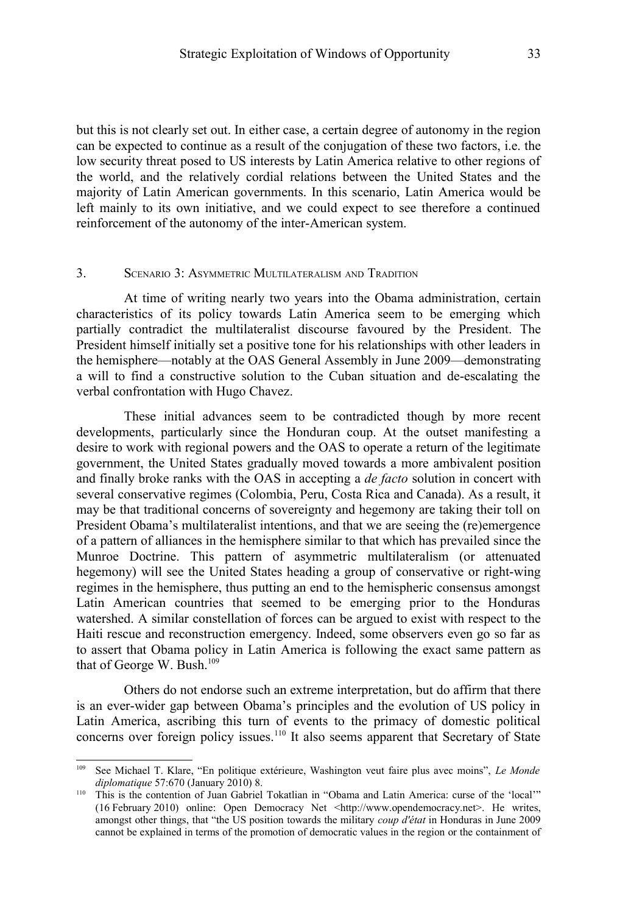but this is not clearly set out. In either case, a certain degree of autonomy in the region can be expected to continue as a result of the conjugation of these two factors, i.e. the low security threat posed to US interests by Latin America relative to other regions of the world, and the relatively cordial relations between the United States and the majority of Latin American governments. In this scenario, Latin America would be left mainly to its own initiative, and we could expect to see therefore a continued reinforcement of the autonomy of the inter-American system.

### 3. Scenario 3: Asymmetric Multilateralism and Tradition

At time of writing nearly two years into the Obama administration, certain characteristics of its policy towards Latin America seem to be emerging which partially contradict the multilateralist discourse favoured by the President. The President himself initially set a positive tone for his relationships with other leaders in the hemisphere—notably at the OAS General Assembly in June 2009—demonstrating a will to find a constructive solution to the Cuban situation and de-escalating the verbal confrontation with Hugo Chavez.

These initial advances seem to be contradicted though by more recent developments, particularly since the Honduran coup. At the outset manifesting a desire to work with regional powers and the OAS to operate a return of the legitimate government, the United States gradually moved towards a more ambivalent position and finally broke ranks with the OAS in accepting a *de facto* solution in concert with several conservative regimes (Colombia, Peru, Costa Rica and Canada). As a result, it may be that traditional concerns of sovereignty and hegemony are taking their toll on President Obama's multilateralist intentions, and that we are seeing the (re)emergence of a pattern of alliances in the hemisphere similar to that which has prevailed since the Munroe Doctrine. This pattern of asymmetric multilateralism (or attenuated hegemony) will see the United States heading a group of conservative or right-wing regimes in the hemisphere, thus putting an end to the hemispheric consensus amongst Latin American countries that seemed to be emerging prior to the Honduras watershed. A similar constellation of forces can be argued to exist with respect to the Haiti rescue and reconstruction emergency. Indeed, some observers even go so far as to assert that Obama policy in Latin America is following the exact same pattern as that of George W. Bush.[109]

Others do not endorse such an extreme interpretation, but do affirm that there is an ever-wider gap between Obama's principles and the evolution of US policy in Latin America, ascribing this turn of events to the primacy of domestic political concerns over foreign policy issues.[110] It also seems apparent that Secretary of State

---

[109] See Michael T. Klare, "En politique extérieure, Washington veut faire plus avec moins", *Le Monde diplomatique* 57:670 (January 2010) 8.

[110] This is the contention of Juan Gabriel Tokatlian in "Obama and Latin America: curse of the 'local'" (16 February 2010) online: Open Democracy Net <http://www.opendemocracy.net>. He writes, amongst other things, that "the US position towards the military *coup d'état* in Honduras in June 2009 cannot be explained in terms of the promotion of democratic values in the region or the containment of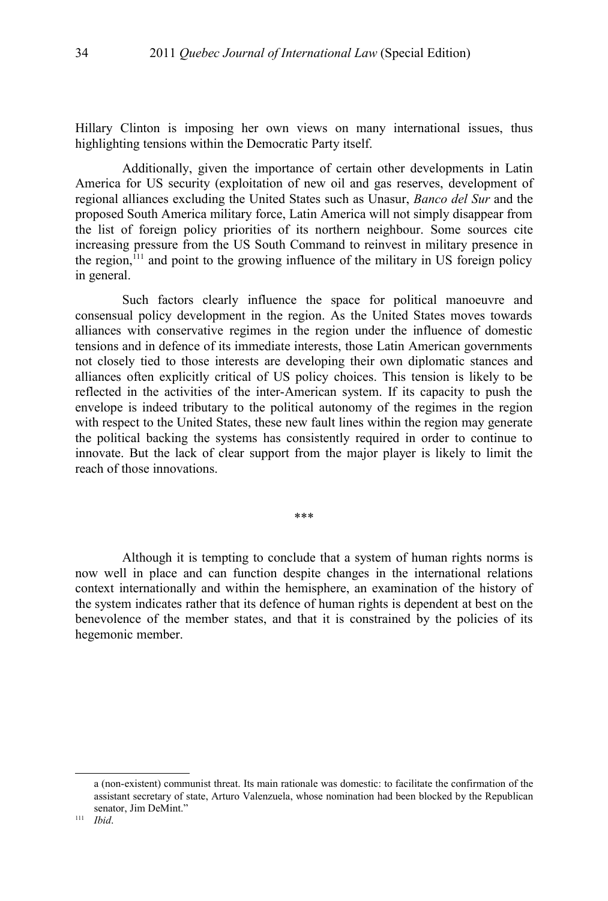Hillary Clinton is imposing her own views on many international issues, thus highlighting tensions within the Democratic Party itself.

Additionally, given the importance of certain other developments in Latin America for US security (exploitation of new oil and gas reserves, development of regional alliances excluding the United States such as Unasur, *Banco del Sur* and the proposed South America military force, Latin America will not simply disappear from the list of foreign policy priorities of its northern neighbour. Some sources cite increasing pressure from the US South Command to reinvest in military presence in the region,[111] and point to the growing influence of the military in US foreign policy in general.

Such factors clearly influence the space for political manoeuvre and consensual policy development in the region. As the United States moves towards alliances with conservative regimes in the region under the influence of domestic tensions and in defence of its immediate interests, those Latin American governments not closely tied to those interests are developing their own diplomatic stances and alliances often explicitly critical of US policy choices. This tension is likely to be reflected in the activities of the inter-American system. If its capacity to push the envelope is indeed tributary to the political autonomy of the regimes in the region with respect to the United States, these new fault lines within the region may generate the political backing the systems has consistently required in order to continue to innovate. But the lack of clear support from the major player is likely to limit the reach of those innovations.

\*\*\*

Although it is tempting to conclude that a system of human rights norms is now well in place and can function despite changes in the international relations context internationally and within the hemisphere, an examination of the history of the system indicates rather that its defence of human rights is dependent at best on the benevolence of the member states, and that it is constrained by the policies of its hegemonic member.

---

a (non-existent) communist threat. Its main rationale was domestic: to facilitate the confirmation of the assistant secretary of state, Arturo Valenzuela, whose nomination had been blocked by the Republican senator, Jim DeMint."

[111] *Ibid*.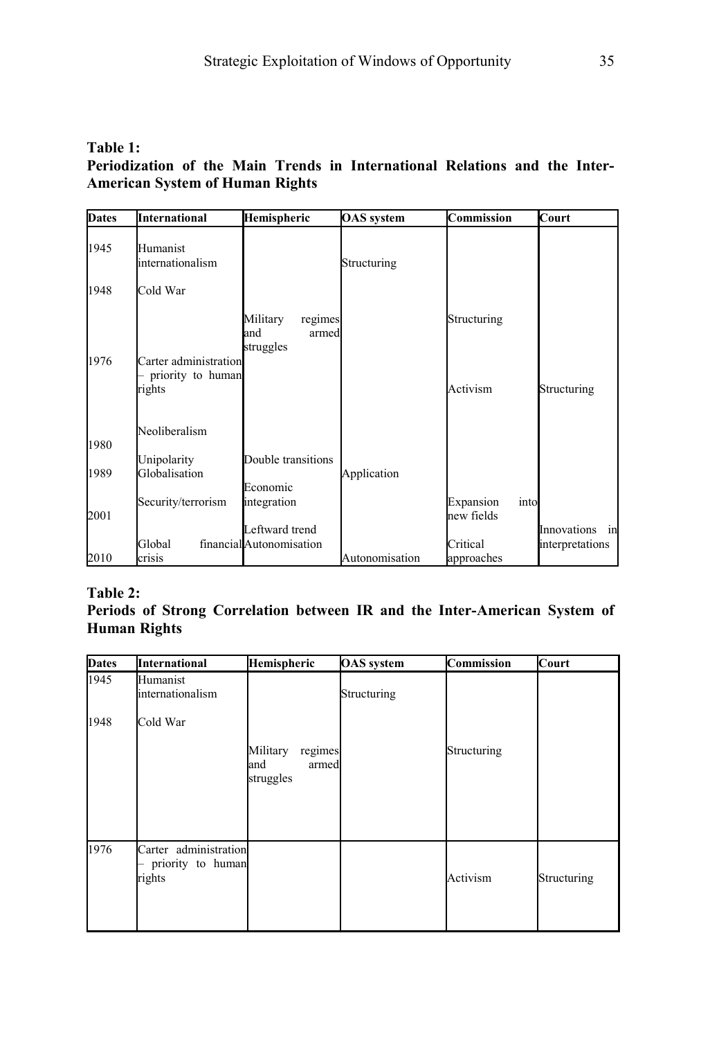**Table 1:**
**Periodization of the Main Trends in International Relations and the Inter-American System of Human Rights**

| Dates | International | Hemispheric | OAS system | Commission | Court |
|---|---|---|---|---|---|
| 1945 | Humanist internationalism | | Structuring | | |
| 1948 | Cold War | | | | |
| | | Military regimes and armed struggles | | Structuring | |
| 1976 | Carter administration – priority to human rights | | | Activism | Structuring |
| | Neoliberalism | | | | |
| 1980 | Unipolarity | Double transitions | | | |
| 1989 | Globalisation | | Application | | |
| | Security/terrorism | Economic integration | | Expansion into new fields | |
| 2001 | | Leftward trend | | | Innovations in interpretations |
| 2010 | Global financial crisis | Autonomisation | Autonomisation | Critical approaches | |

**Table 2:**
**Periods of Strong Correlation between IR and the Inter-American System of Human Rights**

| Dates | International | Hemispheric | OAS system | Commission | Court |
|---|---|---|---|---|---|
| 1945 | Humanist internationalism | | Structuring | | |
| 1948 | Cold War | | | | |
| | | Military regimes and armed struggles | | Structuring | |
| 1976 | Carter administration – priority to human rights | | | Activism | Structuring |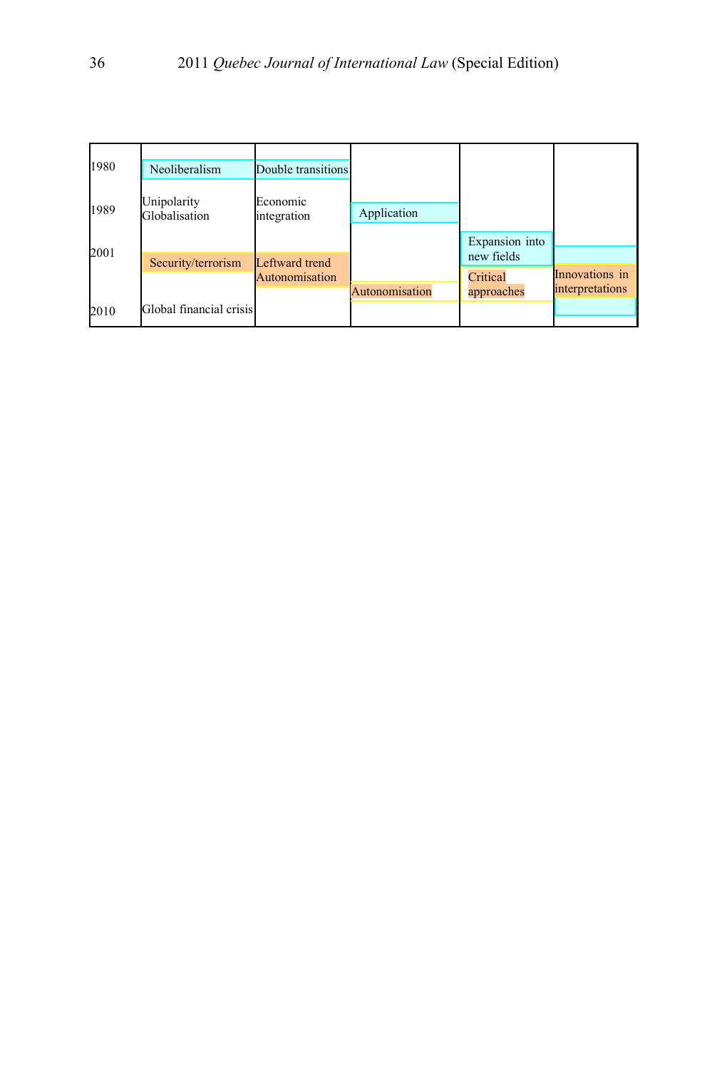| | | | | | |
|---|---|---|---|---|---|
| 1980 | Neoliberalism | Double transitions | | | |
| 1989 | Unipolarity Globalisation | Economic integration | Application | | |
| 2001 | Security/terrorism | Leftward trend Autonomisation | Autonomisation | Expansion into new fields Critical approaches | Innovations in interpretations |
| 2010 | Global financial crisis | | | | |